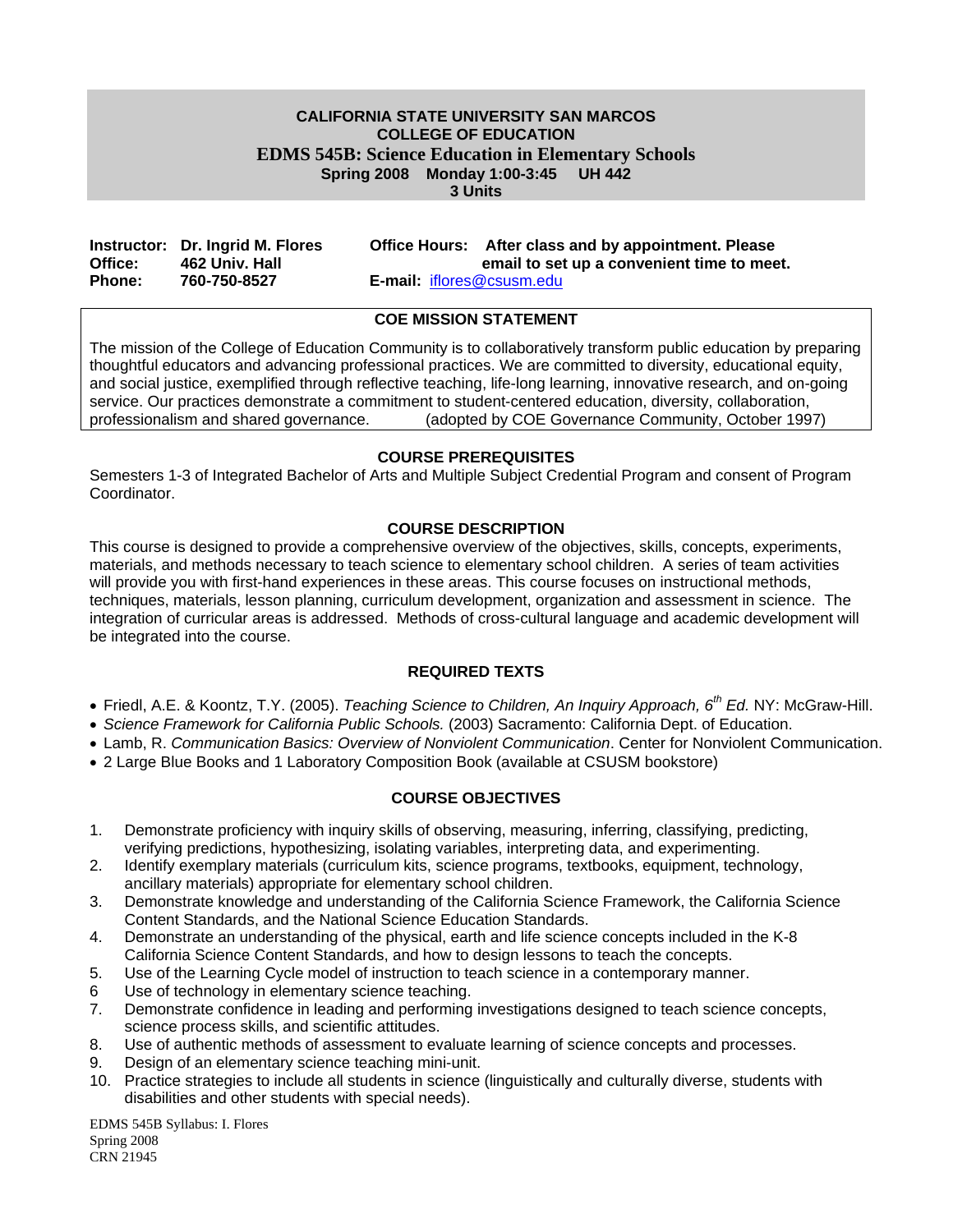**CALIFORNIA STATE UNIVERSITY SAN MARCOS**
**COLLEGE OF EDUCATION**

# EDMS 545B: Science Education in Elementary Schools

**Spring 2008 Monday 1:00-3:45 UH 442**
**3 Units**

**Instructor:** Dr. Ingrid M. Flores
**Office:** 462 Univ. Hall
**Phone:** 760-750-8527

**Office Hours:** After class and by appointment. Please email to set up a convenient time to meet.
**E-mail:** iflores@csusm.edu

## COE MISSION STATEMENT

The mission of the College of Education Community is to collaboratively transform public education by preparing thoughtful educators and advancing professional practices. We are committed to diversity, educational equity, and social justice, exemplified through reflective teaching, life-long learning, innovative research, and on-going service. Our practices demonstrate a commitment to student-centered education, diversity, collaboration, professionalism and shared governance. (adopted by COE Governance Community, October 1997)

## COURSE PREREQUISITES

Semesters 1-3 of Integrated Bachelor of Arts and Multiple Subject Credential Program and consent of Program Coordinator.

## COURSE DESCRIPTION

This course is designed to provide a comprehensive overview of the objectives, skills, concepts, experiments, materials, and methods necessary to teach science to elementary school children. A series of team activities will provide you with first-hand experiences in these areas. This course focuses on instructional methods, techniques, materials, lesson planning, curriculum development, organization and assessment in science. The integration of curricular areas is addressed. Methods of cross-cultural language and academic development will be integrated into the course.

## REQUIRED TEXTS

- Friedl, A.E. & Koontz, T.Y. (2005). *Teaching Science to Children, An Inquiry Approach, 6th Ed.* NY: McGraw-Hill.
- *Science Framework for California Public Schools.* (2003) Sacramento: California Dept. of Education.
- Lamb, R. *Communication Basics: Overview of Nonviolent Communication*. Center for Nonviolent Communication.
- 2 Large Blue Books and 1 Laboratory Composition Book (available at CSUSM bookstore)

## COURSE OBJECTIVES

1. Demonstrate proficiency with inquiry skills of observing, measuring, inferring, classifying, predicting, verifying predictions, hypothesizing, isolating variables, interpreting data, and experimenting.
2. Identify exemplary materials (curriculum kits, science programs, textbooks, equipment, technology, ancillary materials) appropriate for elementary school children.
3. Demonstrate knowledge and understanding of the California Science Framework, the California Science Content Standards, and the National Science Education Standards.
4. Demonstrate an understanding of the physical, earth and life science concepts included in the K-8 California Science Content Standards, and how to design lessons to teach the concepts.
5. Use of the Learning Cycle model of instruction to teach science in a contemporary manner.
6. Use of technology in elementary science teaching.
7. Demonstrate confidence in leading and performing investigations designed to teach science concepts, science process skills, and scientific attitudes.
8. Use of authentic methods of assessment to evaluate learning of science concepts and processes.
9. Design of an elementary science teaching mini-unit.
10. Practice strategies to include all students in science (linguistically and culturally diverse, students with disabilities and other students with special needs).

EDMS 545B Syllabus: I. Flores
Spring 2008
CRN 21945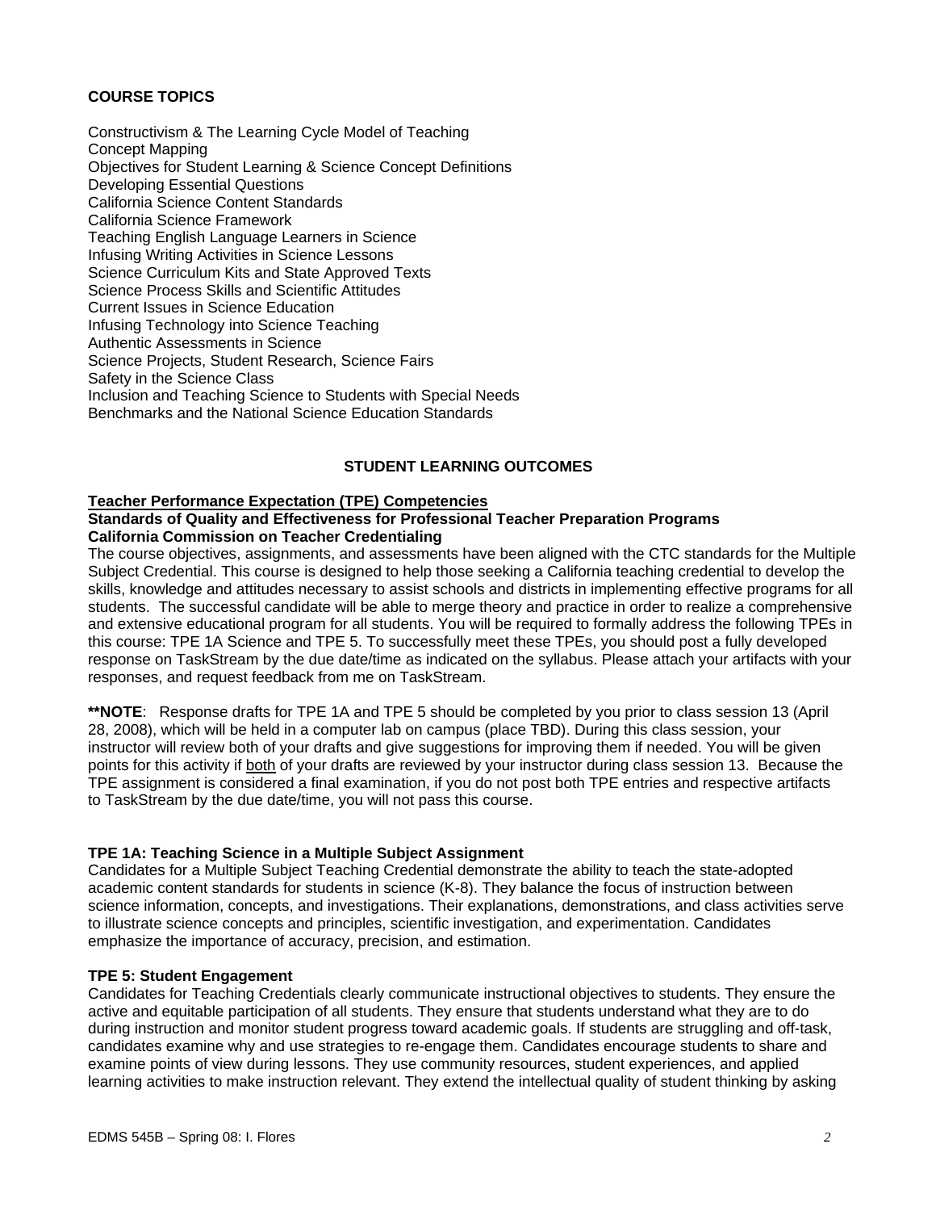## COURSE TOPICS

Constructivism & The Learning Cycle Model of Teaching
Concept Mapping
Objectives for Student Learning & Science Concept Definitions
Developing Essential Questions
California Science Content Standards
California Science Framework
Teaching English Language Learners in Science
Infusing Writing Activities in Science Lessons
Science Curriculum Kits and State Approved Texts
Science Process Skills and Scientific Attitudes
Current Issues in Science Education
Infusing Technology into Science Teaching
Authentic Assessments in Science
Science Projects, Student Research, Science Fairs
Safety in the Science Class
Inclusion and Teaching Science to Students with Special Needs
Benchmarks and the National Science Education Standards

## STUDENT LEARNING OUTCOMES

**Teacher Performance Expectation (TPE) Competencies**
**Standards of Quality and Effectiveness for Professional Teacher Preparation Programs**
**California Commission on Teacher Credentialing**

The course objectives, assignments, and assessments have been aligned with the CTC standards for the Multiple Subject Credential. This course is designed to help those seeking a California teaching credential to develop the skills, knowledge and attitudes necessary to assist schools and districts in implementing effective programs for all students. The successful candidate will be able to merge theory and practice in order to realize a comprehensive and extensive educational program for all students. You will be required to formally address the following TPEs in this course: TPE 1A Science and TPE 5. To successfully meet these TPEs, you should post a fully developed response on TaskStream by the due date/time as indicated on the syllabus. Please attach your artifacts with your responses, and request feedback from me on TaskStream.

****NOTE**: Response drafts for TPE 1A and TPE 5 should be completed by you prior to class session 13 (April 28, 2008), which will be held in a computer lab on campus (place TBD). During this class session, your instructor will review both of your drafts and give suggestions for improving them if needed. You will be given points for this activity if <u>both</u> of your drafts are reviewed by your instructor during class session 13. Because the TPE assignment is considered a final examination, if you do not post both TPE entries and respective artifacts to TaskStream by the due date/time, you will not pass this course.

### TPE 1A: Teaching Science in a Multiple Subject Assignment

Candidates for a Multiple Subject Teaching Credential demonstrate the ability to teach the state-adopted academic content standards for students in science (K-8). They balance the focus of instruction between science information, concepts, and investigations. Their explanations, demonstrations, and class activities serve to illustrate science concepts and principles, scientific investigation, and experimentation. Candidates emphasize the importance of accuracy, precision, and estimation.

### TPE 5: Student Engagement

Candidates for Teaching Credentials clearly communicate instructional objectives to students. They ensure the active and equitable participation of all students. They ensure that students understand what they are to do during instruction and monitor student progress toward academic goals. If students are struggling and off-task, candidates examine why and use strategies to re-engage them. Candidates encourage students to share and examine points of view during lessons. They use community resources, student experiences, and applied learning activities to make instruction relevant. They extend the intellectual quality of student thinking by asking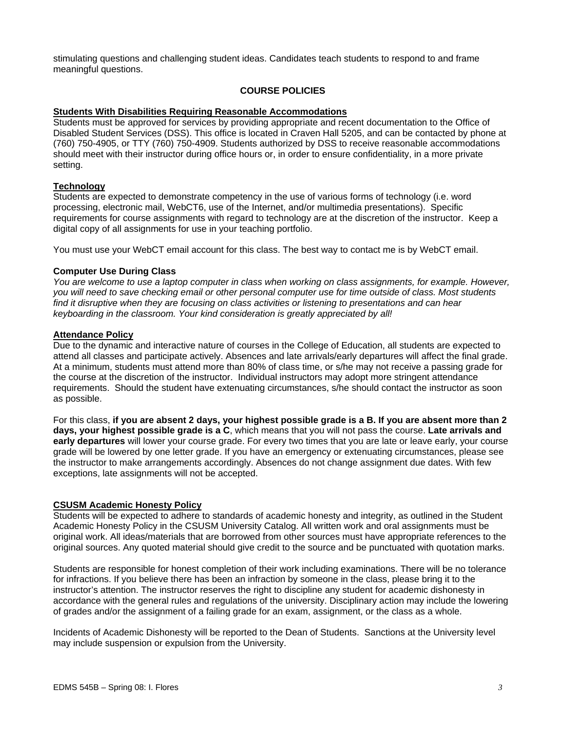stimulating questions and challenging student ideas. Candidates teach students to respond to and frame meaningful questions.

## COURSE POLICIES

### Students With Disabilities Requiring Reasonable Accommodations

Students must be approved for services by providing appropriate and recent documentation to the Office of Disabled Student Services (DSS). This office is located in Craven Hall 5205, and can be contacted by phone at (760) 750-4905, or TTY (760) 750-4909. Students authorized by DSS to receive reasonable accommodations should meet with their instructor during office hours or, in order to ensure confidentiality, in a more private setting.

### Technology

Students are expected to demonstrate competency in the use of various forms of technology (i.e. word processing, electronic mail, WebCT6, use of the Internet, and/or multimedia presentations). Specific requirements for course assignments with regard to technology are at the discretion of the instructor. Keep a digital copy of all assignments for use in your teaching portfolio.

You must use your WebCT email account for this class. The best way to contact me is by WebCT email.

### Computer Use During Class

*You are welcome to use a laptop computer in class when working on class assignments, for example. However, you will need to save checking email or other personal computer use for time outside of class. Most students find it disruptive when they are focusing on class activities or listening to presentations and can hear keyboarding in the classroom. Your kind consideration is greatly appreciated by all!*

### Attendance Policy

Due to the dynamic and interactive nature of courses in the College of Education, all students are expected to attend all classes and participate actively. Absences and late arrivals/early departures will affect the final grade. At a minimum, students must attend more than 80% of class time, or s/he may not receive a passing grade for the course at the discretion of the instructor. Individual instructors may adopt more stringent attendance requirements. Should the student have extenuating circumstances, s/he should contact the instructor as soon as possible.

For this class, **if you are absent 2 days, your highest possible grade is a B. If you are absent more than 2 days, your highest possible grade is a C**, which means that you will not pass the course. **Late arrivals and early departures** will lower your course grade. For every two times that you are late or leave early, your course grade will be lowered by one letter grade. If you have an emergency or extenuating circumstances, please see the instructor to make arrangements accordingly. Absences do not change assignment due dates. With few exceptions, late assignments will not be accepted.

### CSUSM Academic Honesty Policy

Students will be expected to adhere to standards of academic honesty and integrity, as outlined in the Student Academic Honesty Policy in the CSUSM University Catalog. All written work and oral assignments must be original work. All ideas/materials that are borrowed from other sources must have appropriate references to the original sources. Any quoted material should give credit to the source and be punctuated with quotation marks.

Students are responsible for honest completion of their work including examinations. There will be no tolerance for infractions. If you believe there has been an infraction by someone in the class, please bring it to the instructor's attention. The instructor reserves the right to discipline any student for academic dishonesty in accordance with the general rules and regulations of the university. Disciplinary action may include the lowering of grades and/or the assignment of a failing grade for an exam, assignment, or the class as a whole.

Incidents of Academic Dishonesty will be reported to the Dean of Students. Sanctions at the University level may include suspension or expulsion from the University.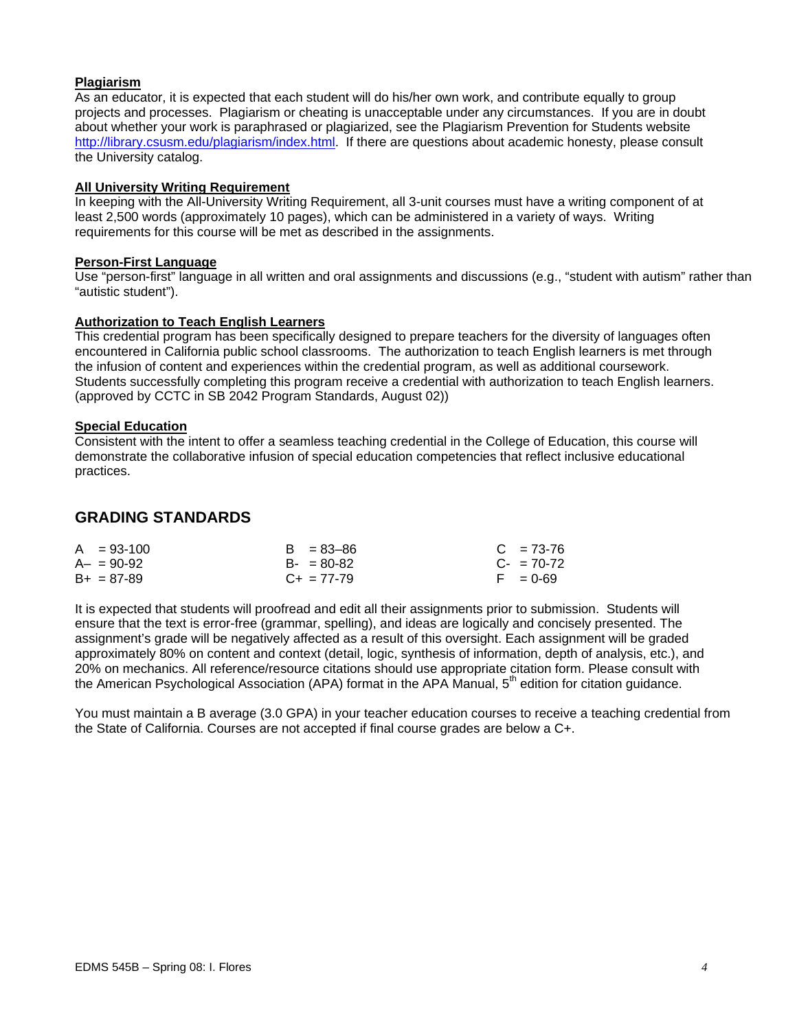**Plagiarism**

As an educator, it is expected that each student will do his/her own work, and contribute equally to group projects and processes. Plagiarism or cheating is unacceptable under any circumstances. If you are in doubt about whether your work is paraphrased or plagiarized, see the Plagiarism Prevention for Students website http://library.csusm.edu/plagiarism/index.html. If there are questions about academic honesty, please consult the University catalog.

**All University Writing Requirement**

In keeping with the All-University Writing Requirement, all 3-unit courses must have a writing component of at least 2,500 words (approximately 10 pages), which can be administered in a variety of ways. Writing requirements for this course will be met as described in the assignments.

**Person-First Language**

Use "person-first" language in all written and oral assignments and discussions (e.g., "student with autism" rather than "autistic student").

**Authorization to Teach English Learners**

This credential program has been specifically designed to prepare teachers for the diversity of languages often encountered in California public school classrooms. The authorization to teach English learners is met through the infusion of content and experiences within the credential program, as well as additional coursework. Students successfully completing this program receive a credential with authorization to teach English learners. (approved by CCTC in SB 2042 Program Standards, August 02))

**Special Education**

Consistent with the intent to offer a seamless teaching credential in the College of Education, this course will demonstrate the collaborative infusion of special education competencies that reflect inclusive educational practices.

## GRADING STANDARDS

| | | |
|---|---|---|
| A = 93-100 | B = 83–86 | C = 73-76 |
| A– = 90-92 | B- = 80-82 | C- = 70-72 |
| B+ = 87-89 | C+ = 77-79 | F = 0-69 |

It is expected that students will proofread and edit all their assignments prior to submission. Students will ensure that the text is error-free (grammar, spelling), and ideas are logically and concisely presented. The assignment's grade will be negatively affected as a result of this oversight. Each assignment will be graded approximately 80% on content and context (detail, logic, synthesis of information, depth of analysis, etc.), and 20% on mechanics. All reference/resource citations should use appropriate citation form. Please consult with the American Psychological Association (APA) format in the APA Manual, 5th edition for citation guidance.

You must maintain a B average (3.0 GPA) in your teacher education courses to receive a teaching credential from the State of California. Courses are not accepted if final course grades are below a C+.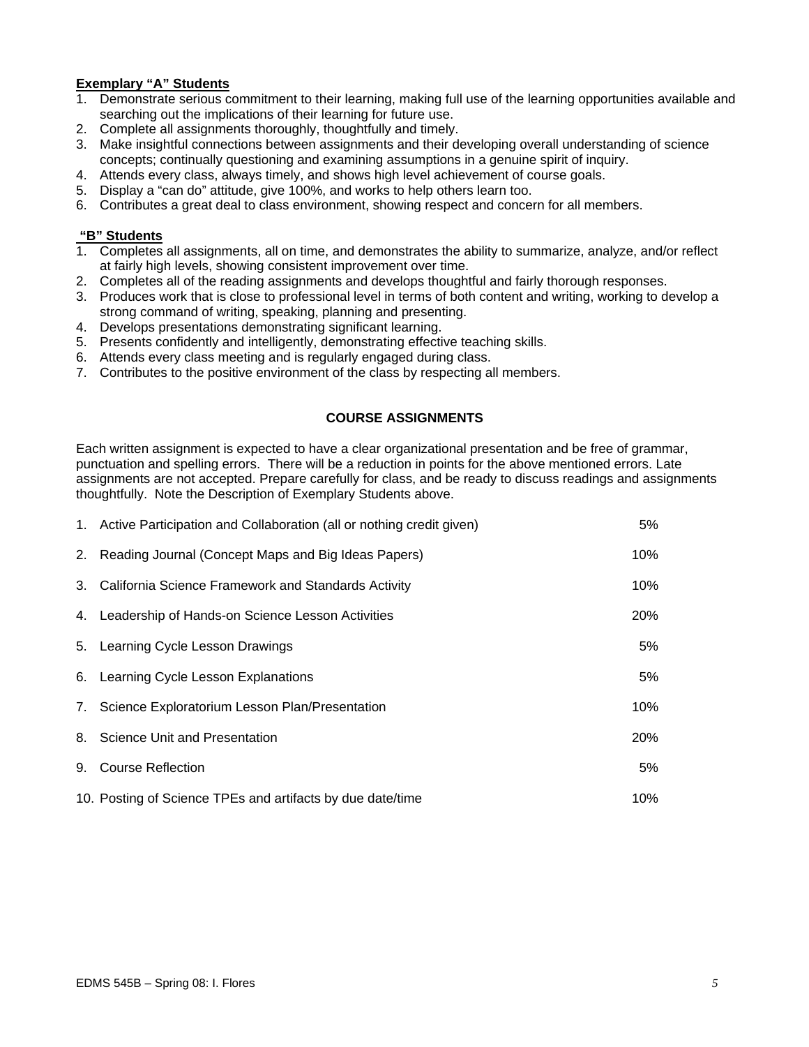**Exemplary "A" Students**

1. Demonstrate serious commitment to their learning, making full use of the learning opportunities available and searching out the implications of their learning for future use.
2. Complete all assignments thoroughly, thoughtfully and timely.
3. Make insightful connections between assignments and their developing overall understanding of science concepts; continually questioning and examining assumptions in a genuine spirit of inquiry.
4. Attends every class, always timely, and shows high level achievement of course goals.
5. Display a "can do" attitude, give 100%, and works to help others learn too.
6. Contributes a great deal to class environment, showing respect and concern for all members.

**"B" Students**

1. Completes all assignments, all on time, and demonstrates the ability to summarize, analyze, and/or reflect at fairly high levels, showing consistent improvement over time.
2. Completes all of the reading assignments and develops thoughtful and fairly thorough responses.
3. Produces work that is close to professional level in terms of both content and writing, working to develop a strong command of writing, speaking, planning and presenting.
4. Develops presentations demonstrating significant learning.
5. Presents confidently and intelligently, demonstrating effective teaching skills.
6. Attends every class meeting and is regularly engaged during class.
7. Contributes to the positive environment of the class by respecting all members.

## COURSE ASSIGNMENTS

Each written assignment is expected to have a clear organizational presentation and be free of grammar, punctuation and spelling errors. There will be a reduction in points for the above mentioned errors. Late assignments are not accepted. Prepare carefully for class, and be ready to discuss readings and assignments thoughtfully. Note the Description of Exemplary Students above.

| Assignment | Weight |
|---|---|
| 1. Active Participation and Collaboration (all or nothing credit given) | 5% |
| 2. Reading Journal (Concept Maps and Big Ideas Papers) | 10% |
| 3. California Science Framework and Standards Activity | 10% |
| 4. Leadership of Hands-on Science Lesson Activities | 20% |
| 5. Learning Cycle Lesson Drawings | 5% |
| 6. Learning Cycle Lesson Explanations | 5% |
| 7. Science Exploratorium Lesson Plan/Presentation | 10% |
| 8. Science Unit and Presentation | 20% |
| 9. Course Reflection | 5% |
| 10. Posting of Science TPEs and artifacts by due date/time | 10% |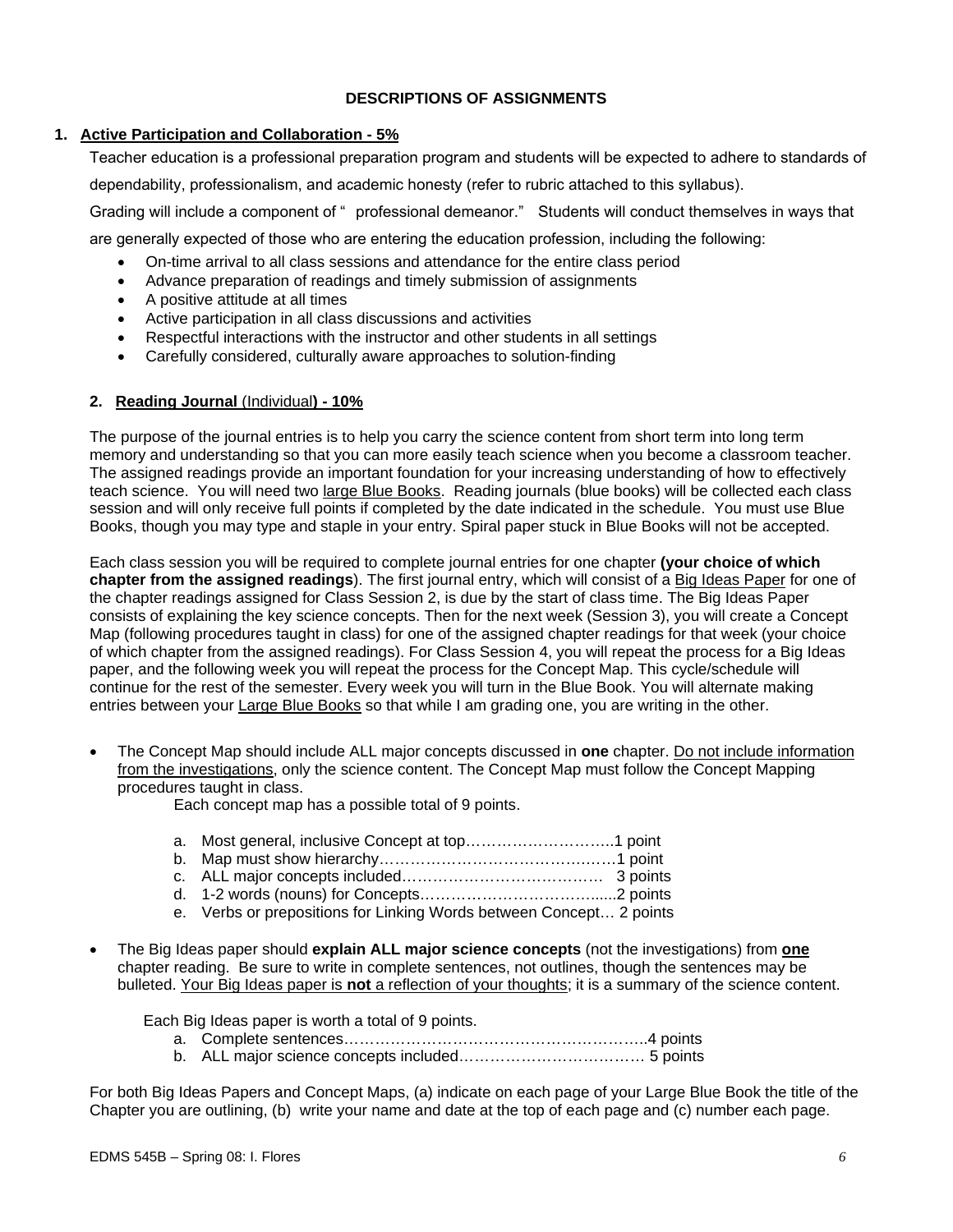## DESCRIPTIONS OF ASSIGNMENTS

### 1. Active Participation and Collaboration - 5%

Teacher education is a professional preparation program and students will be expected to adhere to standards of dependability, professionalism, and academic honesty (refer to rubric attached to this syllabus).

Grading will include a component of " professional demeanor." Students will conduct themselves in ways that are generally expected of those who are entering the education profession, including the following:

- On-time arrival to all class sessions and attendance for the entire class period
- Advance preparation of readings and timely submission of assignments
- A positive attitude at all times
- Active participation in all class discussions and activities
- Respectful interactions with the instructor and other students in all settings
- Carefully considered, culturally aware approaches to solution-finding

### 2. Reading Journal (Individual) - 10%

The purpose of the journal entries is to help you carry the science content from short term into long term memory and understanding so that you can more easily teach science when you become a classroom teacher. The assigned readings provide an important foundation for your increasing understanding of how to effectively teach science. You will need two large Blue Books. Reading journals (blue books) will be collected each class session and will only receive full points if completed by the date indicated in the schedule. You must use Blue Books, though you may type and staple in your entry. Spiral paper stuck in Blue Books will not be accepted.

Each class session you will be required to complete journal entries for one chapter **(your choice of which chapter from the assigned readings**). The first journal entry, which will consist of a Big Ideas Paper for one of the chapter readings assigned for Class Session 2, is due by the start of class time. The Big Ideas Paper consists of explaining the key science concepts. Then for the next week (Session 3), you will create a Concept Map (following procedures taught in class) for one of the assigned chapter readings for that week (your choice of which chapter from the assigned readings). For Class Session 4, you will repeat the process for a Big Ideas paper, and the following week you will repeat the process for the Concept Map. This cycle/schedule will continue for the rest of the semester. Every week you will turn in the Blue Book. You will alternate making entries between your Large Blue Books so that while I am grading one, you are writing in the other.

- The Concept Map should include ALL major concepts discussed in **one** chapter. Do not include information from the investigations, only the science content. The Concept Map must follow the Concept Mapping procedures taught in class.

  Each concept map has a possible total of 9 points.

  a. Most general, inclusive Concept at top………………………..1 point
  b. Map must show hierarchy………………………………….……1 point
  c. ALL major concepts included…………………………………  3 points
  d. 1-2 words (nouns) for Concepts……………………………......2 points
  e. Verbs or prepositions for Linking Words between Concept… 2 points

- The Big Ideas paper should **explain ALL major science concepts** (not the investigations) from **one** chapter reading. Be sure to write in complete sentences, not outlines, though the sentences may be bulleted. Your Big Ideas paper is **not** a reflection of your thoughts; it is a summary of the science content.

  Each Big Ideas paper is worth a total of 9 points.

  a. Complete sentences…………………………………………………..4 points
  b. ALL major science concepts included……………………………… 5 points

For both Big Ideas Papers and Concept Maps, (a) indicate on each page of your Large Blue Book the title of the Chapter you are outlining, (b) write your name and date at the top of each page and (c) number each page.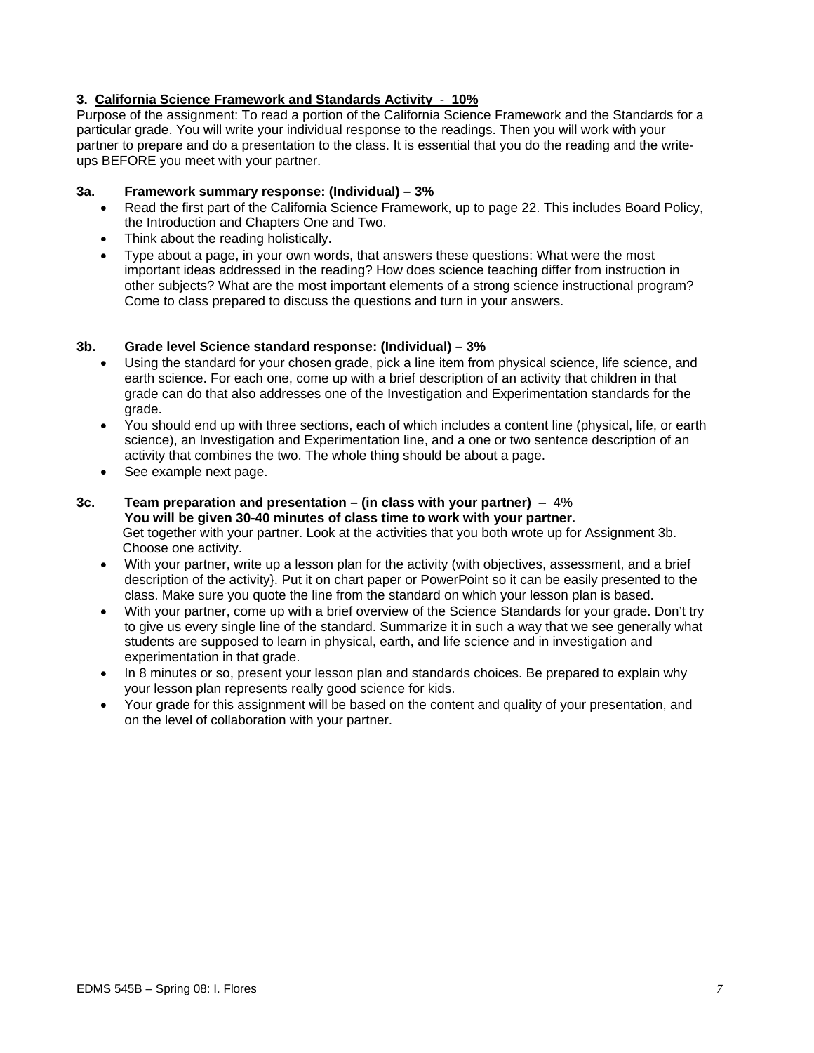### 3. <u>California Science Framework and Standards Activity - 10%</u>

Purpose of the assignment: To read a portion of the California Science Framework and the Standards for a particular grade. You will write your individual response to the readings. Then you will work with your partner to prepare and do a presentation to the class. It is essential that you do the reading and the write-ups BEFORE you meet with your partner.

**3a. Framework summary response: (Individual) – 3%**

- Read the first part of the California Science Framework, up to page 22. This includes Board Policy, the Introduction and Chapters One and Two.
- Think about the reading holistically.
- Type about a page, in your own words, that answers these questions: What were the most important ideas addressed in the reading? How does science teaching differ from instruction in other subjects? What are the most important elements of a strong science instructional program? Come to class prepared to discuss the questions and turn in your answers.

**3b. Grade level Science standard response: (Individual) – 3%**

- Using the standard for your chosen grade, pick a line item from physical science, life science, and earth science. For each one, come up with a brief description of an activity that children in that grade can do that also addresses one of the Investigation and Experimentation standards for the grade.
- You should end up with three sections, each of which includes a content line (physical, life, or earth science), an Investigation and Experimentation line, and a one or two sentence description of an activity that combines the two. The whole thing should be about a page.
- See example next page.

**3c. Team preparation and presentation – (in class with your partner)** – 4%
**You will be given 30-40 minutes of class time to work with your partner.**
Get together with your partner. Look at the activities that you both wrote up for Assignment 3b. Choose one activity.

- With your partner, write up a lesson plan for the activity (with objectives, assessment, and a brief description of the activity}. Put it on chart paper or PowerPoint so it can be easily presented to the class. Make sure you quote the line from the standard on which your lesson plan is based.
- With your partner, come up with a brief overview of the Science Standards for your grade. Don't try to give us every single line of the standard. Summarize it in such a way that we see generally what students are supposed to learn in physical, earth, and life science and in investigation and experimentation in that grade.
- In 8 minutes or so, present your lesson plan and standards choices. Be prepared to explain why your lesson plan represents really good science for kids.
- Your grade for this assignment will be based on the content and quality of your presentation, and on the level of collaboration with your partner.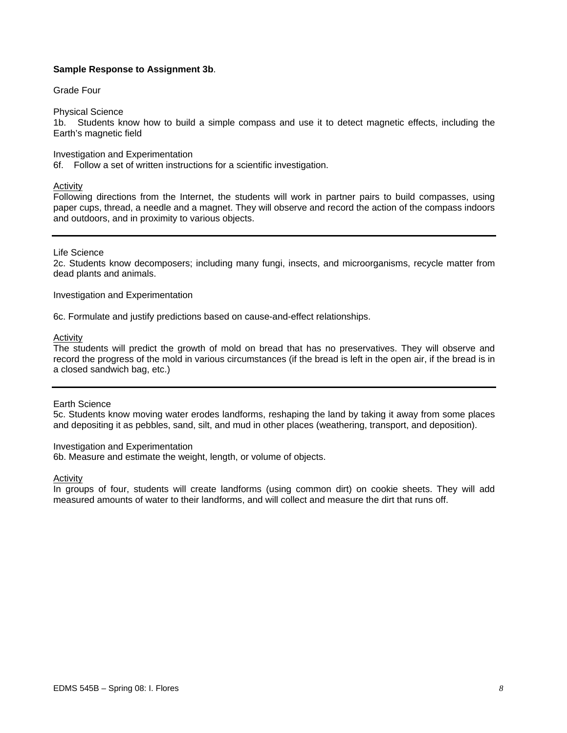**Sample Response to Assignment 3b**.

Grade Four

Physical Science
1b. Students know how to build a simple compass and use it to detect magnetic effects, including the Earth's magnetic field

Investigation and Experimentation
6f. Follow a set of written instructions for a scientific investigation.

<u>Activity</u>
Following directions from the Internet, the students will work in partner pairs to build compasses, using paper cups, thread, a needle and a magnet. They will observe and record the action of the compass indoors and outdoors, and in proximity to various objects.

---

Life Science
2c. Students know decomposers; including many fungi, insects, and microorganisms, recycle matter from dead plants and animals.

Investigation and Experimentation

6c. Formulate and justify predictions based on cause-and-effect relationships.

<u>Activity</u>
The students will predict the growth of mold on bread that has no preservatives. They will observe and record the progress of the mold in various circumstances (if the bread is left in the open air, if the bread is in a closed sandwich bag, etc.)

---

Earth Science
5c. Students know moving water erodes landforms, reshaping the land by taking it away from some places and depositing it as pebbles, sand, silt, and mud in other places (weathering, transport, and deposition).

Investigation and Experimentation
6b. Measure and estimate the weight, length, or volume of objects.

<u>Activity</u>
In groups of four, students will create landforms (using common dirt) on cookie sheets. They will add measured amounts of water to their landforms, and will collect and measure the dirt that runs off.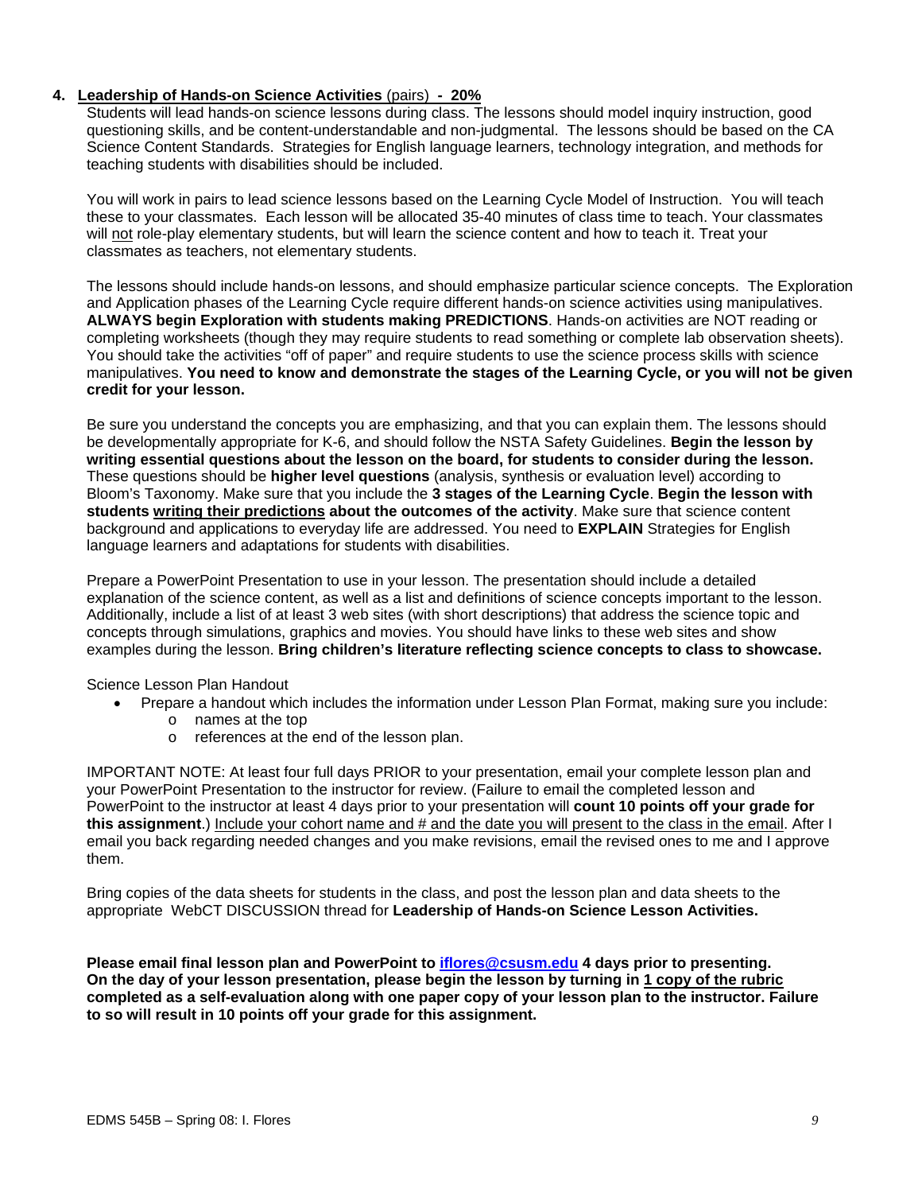4. **<u>Leadership of Hands-on Science Activities</u>** <u>(pairs)</u> **<u>- 20%</u>**

Students will lead hands-on science lessons during class. The lessons should model inquiry instruction, good questioning skills, and be content-understandable and non-judgmental. The lessons should be based on the CA Science Content Standards. Strategies for English language learners, technology integration, and methods for teaching students with disabilities should be included.

You will work in pairs to lead science lessons based on the Learning Cycle Model of Instruction. You will teach these to your classmates. Each lesson will be allocated 35-40 minutes of class time to teach. Your classmates will <u>not</u> role-play elementary students, but will learn the science content and how to teach it. Treat your classmates as teachers, not elementary students.

The lessons should include hands-on lessons, and should emphasize particular science concepts. The Exploration and Application phases of the Learning Cycle require different hands-on science activities using manipulatives. **ALWAYS begin Exploration with students making PREDICTIONS**. Hands-on activities are NOT reading or completing worksheets (though they may require students to read something or complete lab observation sheets). You should take the activities "off of paper" and require students to use the science process skills with science manipulatives. **You need to know and demonstrate the stages of the Learning Cycle, or you will not be given credit for your lesson.**

Be sure you understand the concepts you are emphasizing, and that you can explain them. The lessons should be developmentally appropriate for K-6, and should follow the NSTA Safety Guidelines. **Begin the lesson by writing essential questions about the lesson on the board, for students to consider during the lesson.** These questions should be **higher level questions** (analysis, synthesis or evaluation level) according to Bloom's Taxonomy. Make sure that you include the **3 stages of the Learning Cycle**. **Begin the lesson with students <u>writing their predictions</u> about the outcomes of the activity**. Make sure that science content background and applications to everyday life are addressed. You need to **EXPLAIN** Strategies for English language learners and adaptations for students with disabilities.

Prepare a PowerPoint Presentation to use in your lesson. The presentation should include a detailed explanation of the science content, as well as a list and definitions of science concepts important to the lesson. Additionally, include a list of at least 3 web sites (with short descriptions) that address the science topic and concepts through simulations, graphics and movies. You should have links to these web sites and show examples during the lesson. **Bring children's literature reflecting science concepts to class to showcase.**

Science Lesson Plan Handout

- Prepare a handout which includes the information under Lesson Plan Format, making sure you include:
  - names at the top
  - references at the end of the lesson plan.

IMPORTANT NOTE: At least four full days PRIOR to your presentation, email your complete lesson plan and your PowerPoint Presentation to the instructor for review. (Failure to email the completed lesson and PowerPoint to the instructor at least 4 days prior to your presentation will **count 10 points off your grade for this assignment**.) <u>Include your cohort name and # and the date you will present to the class in the email</u>. After I email you back regarding needed changes and you make revisions, email the revised ones to me and I approve them.

Bring copies of the data sheets for students in the class, and post the lesson plan and data sheets to the appropriate WebCT DISCUSSION thread for **Leadership of Hands-on Science Lesson Activities.**

**Please email final lesson plan and PowerPoint to [iflores@csusm.edu](mailto:iflores@csusm.edu) 4 days prior to presenting. On the day of your lesson presentation, please begin the lesson by turning in <u>1 copy of the rubric</u> completed as a self-evaluation along with one paper copy of your lesson plan to the instructor. Failure to so will result in 10 points off your grade for this assignment.**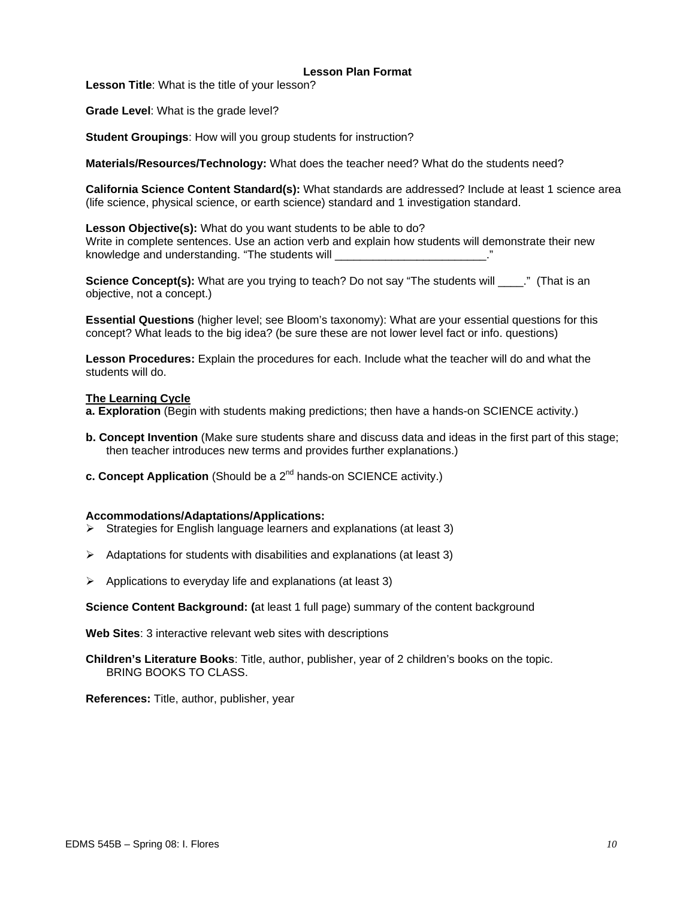## Lesson Plan Format

**Lesson Title**: What is the title of your lesson?

**Grade Level**: What is the grade level?

**Student Groupings**: How will you group students for instruction?

**Materials/Resources/Technology:** What does the teacher need? What do the students need?

**California Science Content Standard(s):** What standards are addressed? Include at least 1 science area (life science, physical science, or earth science) standard and 1 investigation standard.

**Lesson Objective(s):** What do you want students to be able to do?
Write in complete sentences. Use an action verb and explain how students will demonstrate their new knowledge and understanding. "The students will ________________________."

**Science Concept(s):** What are you trying to teach? Do not say "The students will ____." (That is an objective, not a concept.)

**Essential Questions** (higher level; see Bloom's taxonomy): What are your essential questions for this concept? What leads to the big idea? (be sure these are not lower level fact or info. questions)

**Lesson Procedures:** Explain the procedures for each. Include what the teacher will do and what the students will do.

**The Learning Cycle**

**a. Exploration** (Begin with students making predictions; then have a hands-on SCIENCE activity.)

**b. Concept Invention** (Make sure students share and discuss data and ideas in the first part of this stage; then teacher introduces new terms and provides further explanations.)

**c. Concept Application** (Should be a 2nd hands-on SCIENCE activity.)

**Accommodations/Adaptations/Applications:**

- Strategies for English language learners and explanations (at least 3)
- Adaptations for students with disabilities and explanations (at least 3)
- Applications to everyday life and explanations (at least 3)

**Science Content Background: (**at least 1 full page) summary of the content background

**Web Sites**: 3 interactive relevant web sites with descriptions

**Children's Literature Books**: Title, author, publisher, year of 2 children's books on the topic.
BRING BOOKS TO CLASS.

**References:** Title, author, publisher, year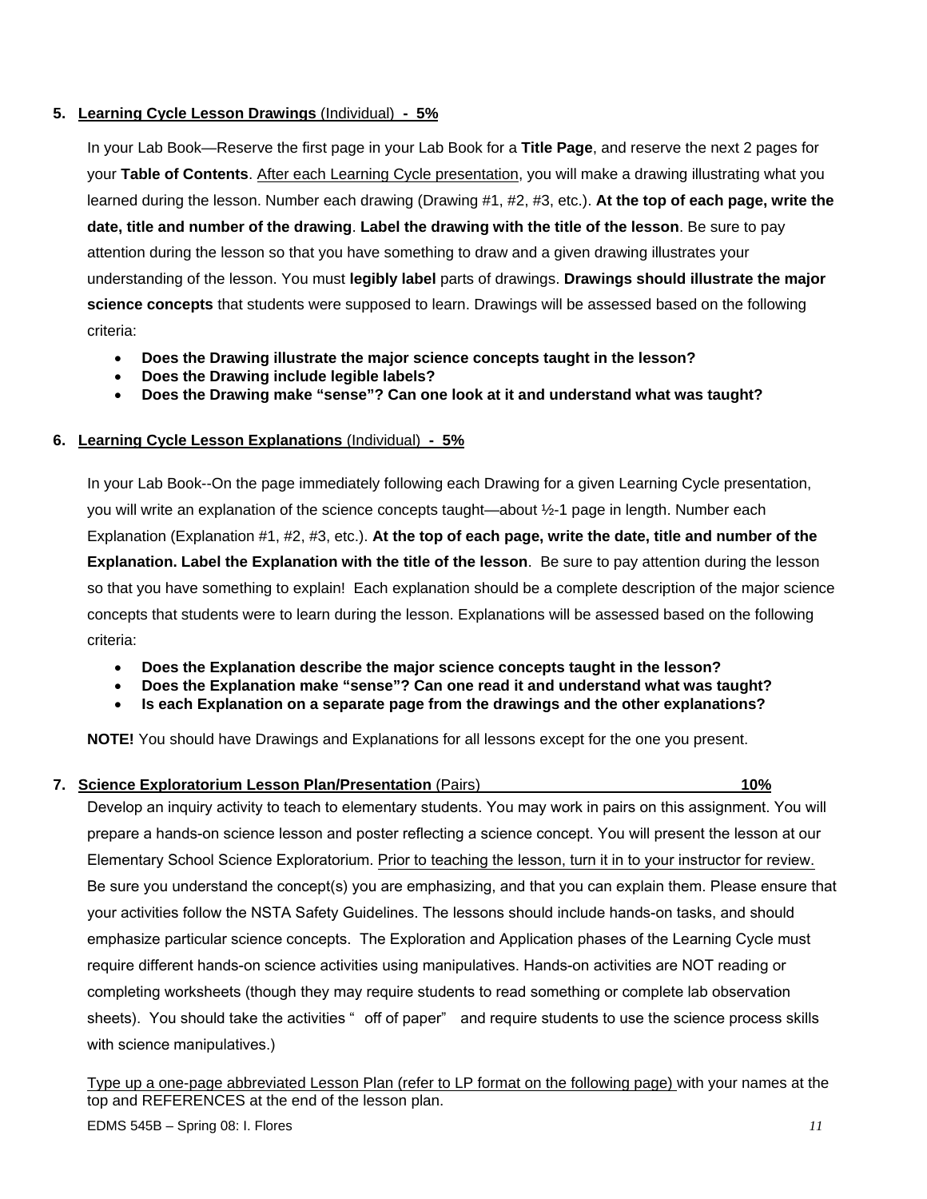**5. Learning Cycle Lesson Drawings (Individual) - 5%**

In your Lab Book—Reserve the first page in your Lab Book for a **Title Page**, and reserve the next 2 pages for your **Table of Contents**. After each Learning Cycle presentation, you will make a drawing illustrating what you learned during the lesson. Number each drawing (Drawing #1, #2, #3, etc.). **At the top of each page, write the date, title and number of the drawing**. **Label the drawing with the title of the lesson**. Be sure to pay attention during the lesson so that you have something to draw and a given drawing illustrates your understanding of the lesson. You must **legibly label** parts of drawings. **Drawings should illustrate the major science concepts** that students were supposed to learn. Drawings will be assessed based on the following criteria:

- **Does the Drawing illustrate the major science concepts taught in the lesson?**
- **Does the Drawing include legible labels?**
- **Does the Drawing make "sense"? Can one look at it and understand what was taught?**

**6. Learning Cycle Lesson Explanations (Individual) - 5%**

In your Lab Book--On the page immediately following each Drawing for a given Learning Cycle presentation, you will write an explanation of the science concepts taught—about ½-1 page in length. Number each Explanation (Explanation #1, #2, #3, etc.). **At the top of each page, write the date, title and number of the Explanation. Label the Explanation with the title of the lesson**. Be sure to pay attention during the lesson so that you have something to explain! Each explanation should be a complete description of the major science concepts that students were to learn during the lesson. Explanations will be assessed based on the following criteria:

- **Does the Explanation describe the major science concepts taught in the lesson?**
- **Does the Explanation make "sense"? Can one read it and understand what was taught?**
- **Is each Explanation on a separate page from the drawings and the other explanations?**

**NOTE!** You should have Drawings and Explanations for all lessons except for the one you present.

**7. Science Exploratorium Lesson Plan/Presentation (Pairs) 10%**

Develop an inquiry activity to teach to elementary students. You may work in pairs on this assignment. You will prepare a hands-on science lesson and poster reflecting a science concept. You will present the lesson at our Elementary School Science Exploratorium. Prior to teaching the lesson, turn it in to your instructor for review. Be sure you understand the concept(s) you are emphasizing, and that you can explain them. Please ensure that your activities follow the NSTA Safety Guidelines. The lessons should include hands-on tasks, and should emphasize particular science concepts. The Exploration and Application phases of the Learning Cycle must require different hands-on science activities using manipulatives. Hands-on activities are NOT reading or completing worksheets (though they may require students to read something or complete lab observation sheets). You should take the activities " off of paper" and require students to use the science process skills with science manipulatives.)

Type up a one-page abbreviated Lesson Plan (refer to LP format on the following page) with your names at the top and REFERENCES at the end of the lesson plan.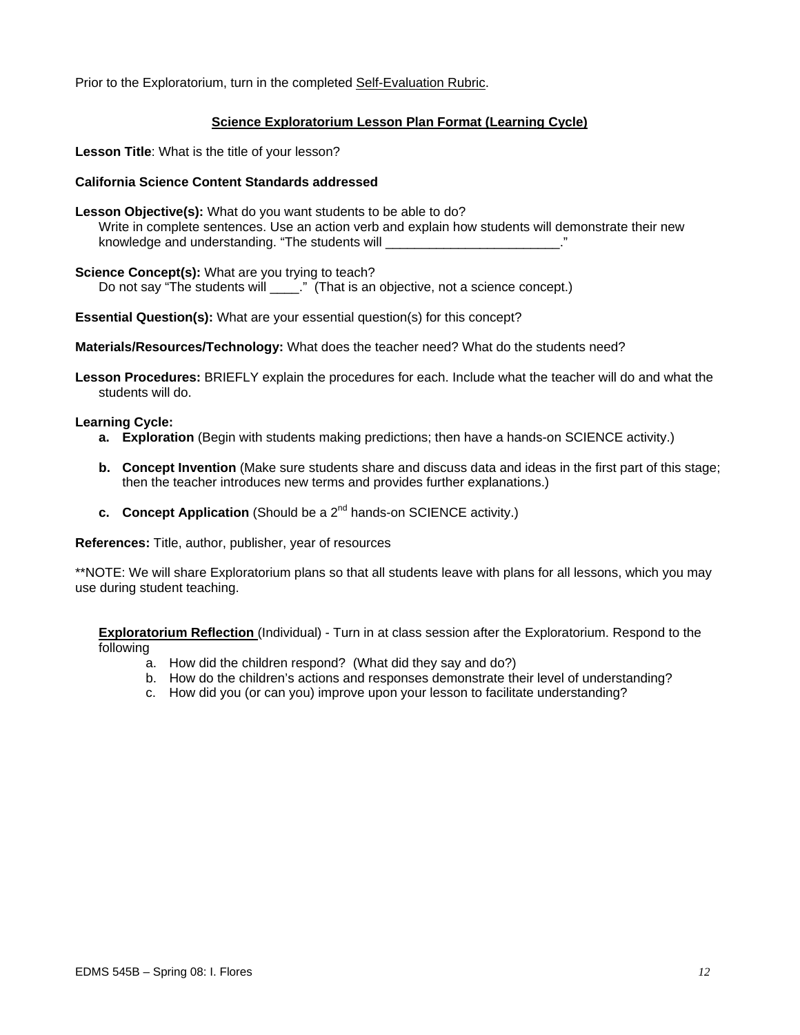Prior to the Exploratorium, turn in the completed Self-Evaluation Rubric.

## Science Exploratorium Lesson Plan Format (Learning Cycle)

**Lesson Title**: What is the title of your lesson?

**California Science Content Standards addressed**

**Lesson Objective(s):** What do you want students to be able to do?
Write in complete sentences. Use an action verb and explain how students will demonstrate their new knowledge and understanding. "The students will ________________________."

**Science Concept(s):** What are you trying to teach?
Do not say "The students will ____." (That is an objective, not a science concept.)

**Essential Question(s):** What are your essential question(s) for this concept?

**Materials/Resources/Technology:** What does the teacher need? What do the students need?

**Lesson Procedures:** BRIEFLY explain the procedures for each. Include what the teacher will do and what the students will do.

**Learning Cycle:**

- **a. Exploration** (Begin with students making predictions; then have a hands-on SCIENCE activity.)
- **b. Concept Invention** (Make sure students share and discuss data and ideas in the first part of this stage; then the teacher introduces new terms and provides further explanations.)
- **c. Concept Application** (Should be a 2nd hands-on SCIENCE activity.)

**References:** Title, author, publisher, year of resources

**NOTE: We will share Exploratorium plans so that all students leave with plans for all lessons, which you may use during student teaching.

**Exploratorium Reflection** (Individual) - Turn in at class session after the Exploratorium. Respond to the following

a. How did the children respond? (What did they say and do?)
b. How do the children's actions and responses demonstrate their level of understanding?
c. How did you (or can you) improve upon your lesson to facilitate understanding?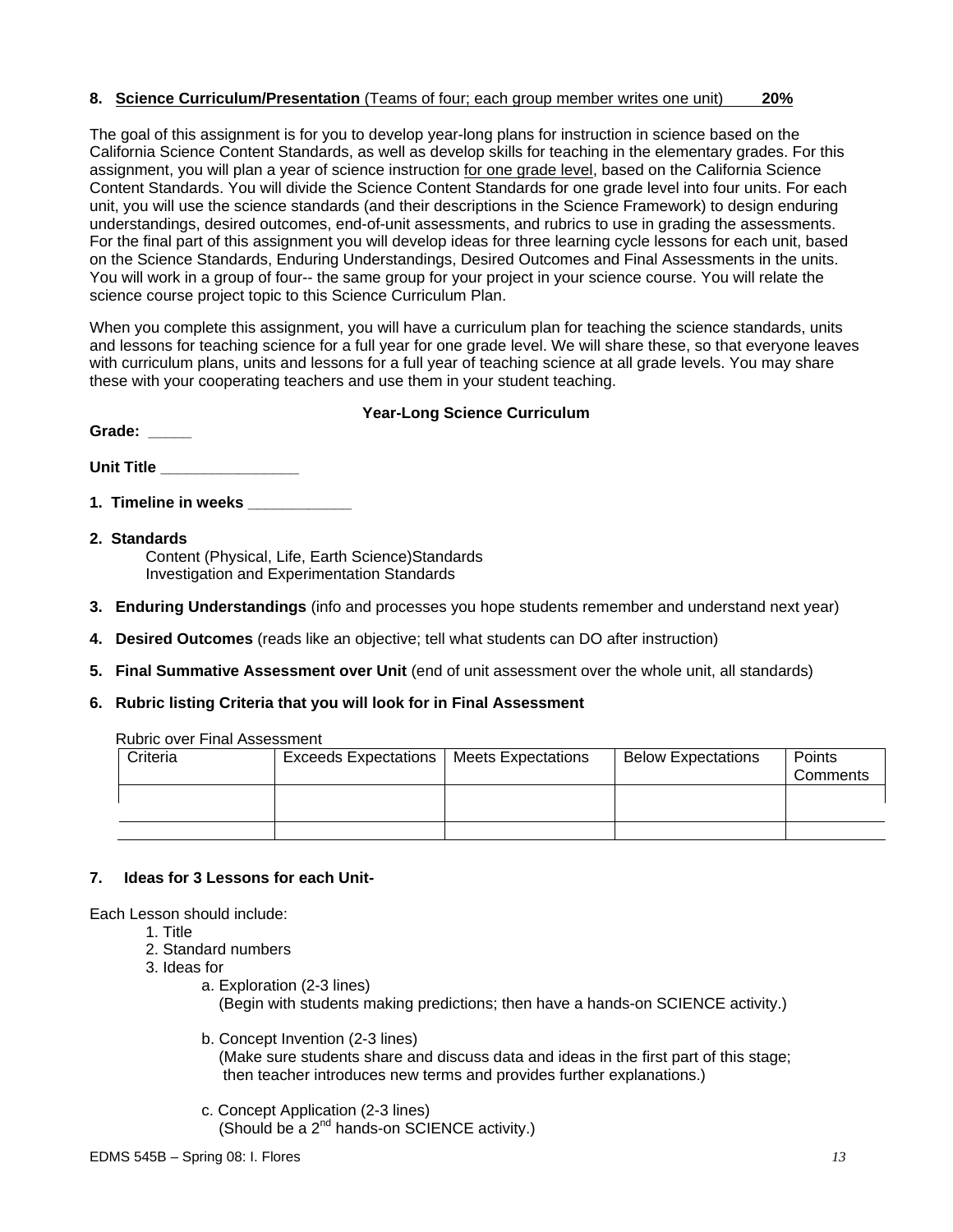**8. <u>Science Curriculum/Presentation</u> (Teams of four; each group member writes one unit) 20%**

The goal of this assignment is for you to develop year-long plans for instruction in science based on the California Science Content Standards, as well as develop skills for teaching in the elementary grades. For this assignment, you will plan a year of science instruction <u>for one grade level</u>, based on the California Science Content Standards. You will divide the Science Content Standards for one grade level into four units. For each unit, you will use the science standards (and their descriptions in the Science Framework) to design enduring understandings, desired outcomes, end-of-unit assessments, and rubrics to use in grading the assessments. For the final part of this assignment you will develop ideas for three learning cycle lessons for each unit, based on the Science Standards, Enduring Understandings, Desired Outcomes and Final Assessments in the units. You will work in a group of four-- the same group for your project in your science course. You will relate the science course project topic to this Science Curriculum Plan.

When you complete this assignment, you will have a curriculum plan for teaching the science standards, units and lessons for teaching science for a full year for one grade level. We will share these, so that everyone leaves with curriculum plans, units and lessons for a full year of teaching science at all grade levels. You may share these with your cooperating teachers and use them in your student teaching.

**Year-Long Science Curriculum**

**Grade: _____**

**Unit Title ________________**

**1. Timeline in weeks ____________**

**2. Standards**

Content (Physical, Life, Earth Science)Standards
Investigation and Experimentation Standards

**3. Enduring Understandings** (info and processes you hope students remember and understand next year)

**4. Desired Outcomes** (reads like an objective; tell what students can DO after instruction)

**5. Final Summative Assessment over Unit** (end of unit assessment over the whole unit, all standards)

**6. Rubric listing Criteria that you will look for in Final Assessment**

Rubric over Final Assessment

| Criteria | Exceeds Expectations | Meets Expectations | Below Expectations | Points Comments |
|---|---|---|---|---|
| | | | | |
| | | | | |

**7. Ideas for 3 Lessons for each Unit-**

Each Lesson should include:

1. Title
2. Standard numbers
3. Ideas for
   - a. Exploration (2-3 lines)
     (Begin with students making predictions; then have a hands-on SCIENCE activity.)
   - b. Concept Invention (2-3 lines)
     (Make sure students share and discuss data and ideas in the first part of this stage; then teacher introduces new terms and provides further explanations.)
   - c. Concept Application (2-3 lines)
     (Should be a 2nd hands-on SCIENCE activity.)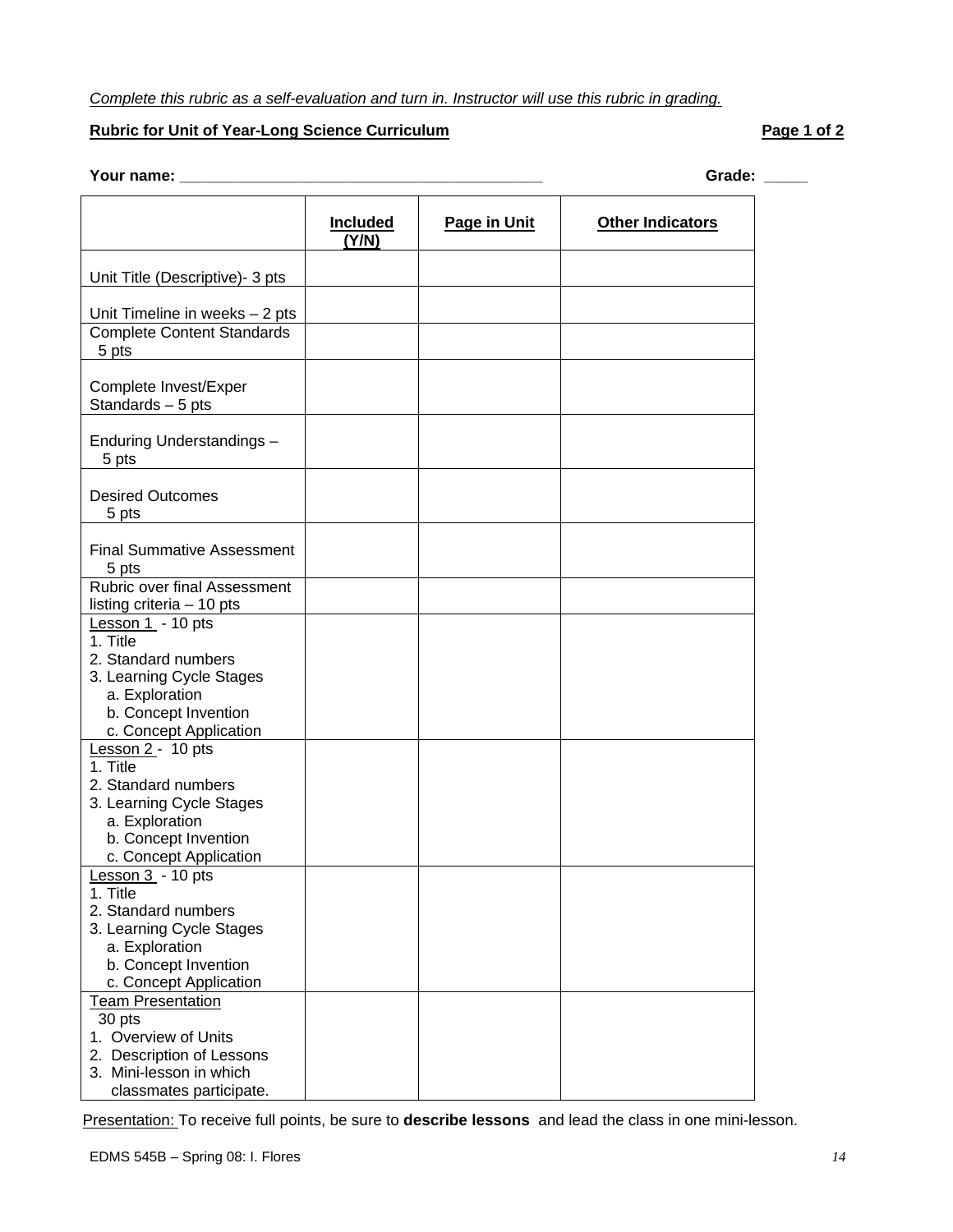*Complete this rubric as a self-evaluation and turn in. Instructor will use this rubric in grading.*

**Rubric for Unit of Year-Long Science Curriculum** **Page 1 of 2**

**Your name: ___________________________________________** **Grade: _____**

| | Included (Y/N) | Page in Unit | Other Indicators |
|---|---|---|---|
| Unit Title (Descriptive)- 3 pts | | | |
| Unit Timeline in weeks – 2 pts | | | |
| Complete Content Standards 5 pts | | | |
| Complete Invest/Exper Standards – 5 pts | | | |
| Enduring Understandings – 5 pts | | | |
| Desired Outcomes 5 pts | | | |
| Final Summative Assessment 5 pts | | | |
| Rubric over final Assessment listing criteria – 10 pts | | | |
| Lesson 1 - 10 pts<br>1. Title<br>2. Standard numbers<br>3. Learning Cycle Stages<br>a. Exploration<br>b. Concept Invention<br>c. Concept Application | | | |
| Lesson 2 - 10 pts<br>1. Title<br>2. Standard numbers<br>3. Learning Cycle Stages<br>a. Exploration<br>b. Concept Invention<br>c. Concept Application | | | |
| Lesson 3 - 10 pts<br>1. Title<br>2. Standard numbers<br>3. Learning Cycle Stages<br>a. Exploration<br>b. Concept Invention<br>c. Concept Application | | | |
| Team Presentation 30 pts<br>1. Overview of Units<br>2. Description of Lessons<br>3. Mini-lesson in which classmates participate. | | | |

Presentation: To receive full points, be sure to **describe lessons** and lead the class in one mini-lesson.

EDMS 545B – Spring 08: I. Flores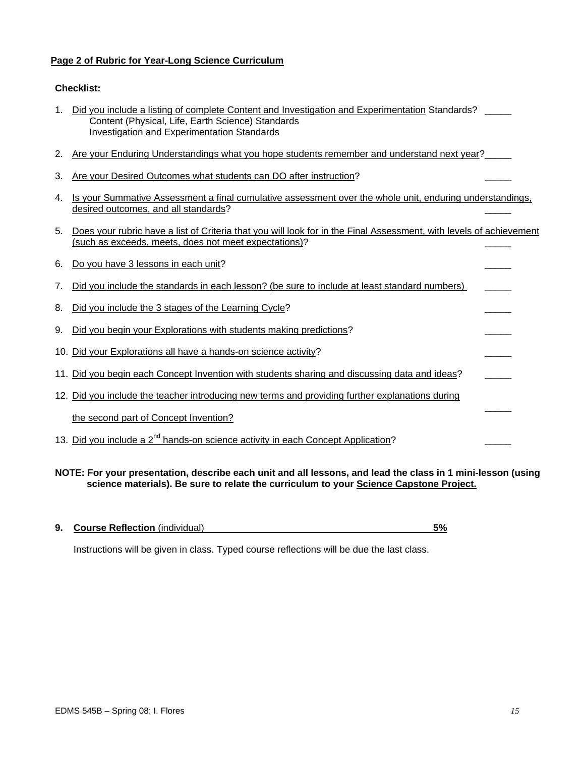**Page 2 of Rubric for Year-Long Science Curriculum**

**Checklist:**

1. Did you include a listing of complete Content and Investigation and Experimentation Standards? _____
   - Content (Physical, Life, Earth Science) Standards
   - Investigation and Experimentation Standards
2. Are your Enduring Understandings what you hope students remember and understand next year? _____
3. Are your Desired Outcomes what students can DO after instruction? _____
4. Is your Summative Assessment a final cumulative assessment over the whole unit, enduring understandings, desired outcomes, and all standards? _____
5. Does your rubric have a list of Criteria that you will look for in the Final Assessment, with levels of achievement (such as exceeds, meets, does not meet expectations)? _____
6. Do you have 3 lessons in each unit? _____
7. Did you include the standards in each lesson? (be sure to include at least standard numbers) _____
8. Did you include the 3 stages of the Learning Cycle? _____
9. Did you begin your Explorations with students making predictions? _____
10. Did your Explorations all have a hands-on science activity? _____
11. Did you begin each Concept Invention with students sharing and discussing data and ideas? _____
12. Did you include the teacher introducing new terms and providing further explanations during the second part of Concept Invention? _____
13. Did you include a 2nd hands-on science activity in each Concept Application? _____

**NOTE: For your presentation, describe each unit and all lessons, and lead the class in 1 mini-lesson (using science materials). Be sure to relate the curriculum to your Science Capstone Project.**

**9. Course Reflection** (individual) **5%**

Instructions will be given in class. Typed course reflections will be due the last class.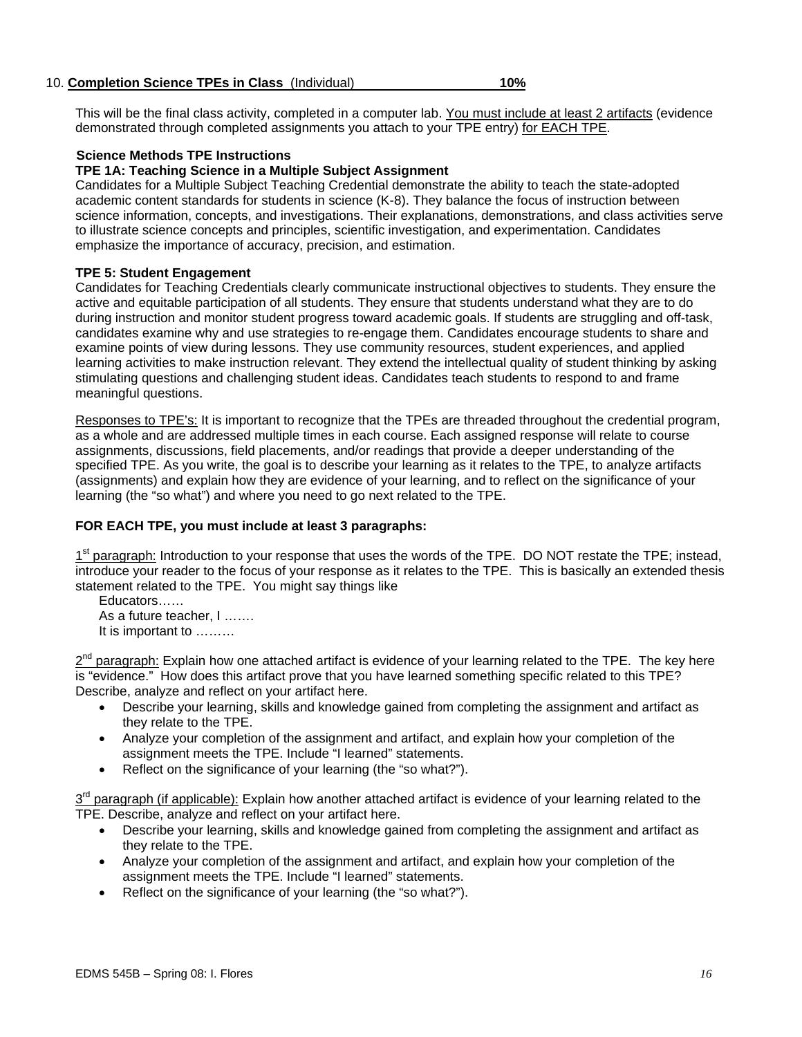10. **Completion Science TPEs in Class** (Individual) **10%**

This will be the final class activity, completed in a computer lab. <u>You must include at least 2 artifacts</u> (evidence demonstrated through completed assignments you attach to your TPE entry) <u>for EACH TPE</u>.

**Science Methods TPE Instructions**

**TPE 1A: Teaching Science in a Multiple Subject Assignment**

Candidates for a Multiple Subject Teaching Credential demonstrate the ability to teach the state-adopted academic content standards for students in science (K-8). They balance the focus of instruction between science information, concepts, and investigations. Their explanations, demonstrations, and class activities serve to illustrate science concepts and principles, scientific investigation, and experimentation. Candidates emphasize the importance of accuracy, precision, and estimation.

**TPE 5: Student Engagement**

Candidates for Teaching Credentials clearly communicate instructional objectives to students. They ensure the active and equitable participation of all students. They ensure that students understand what they are to do during instruction and monitor student progress toward academic goals. If students are struggling and off-task, candidates examine why and use strategies to re-engage them. Candidates encourage students to share and examine points of view during lessons. They use community resources, student experiences, and applied learning activities to make instruction relevant. They extend the intellectual quality of student thinking by asking stimulating questions and challenging student ideas. Candidates teach students to respond to and frame meaningful questions.

<u>Responses to TPE's:</u> It is important to recognize that the TPEs are threaded throughout the credential program, as a whole and are addressed multiple times in each course. Each assigned response will relate to course assignments, discussions, field placements, and/or readings that provide a deeper understanding of the specified TPE. As you write, the goal is to describe your learning as it relates to the TPE, to analyze artifacts (assignments) and explain how they are evidence of your learning, and to reflect on the significance of your learning (the "so what") and where you need to go next related to the TPE.

**FOR EACH TPE, you must include at least 3 paragraphs:**

<u>1st paragraph:</u> Introduction to your response that uses the words of the TPE. DO NOT restate the TPE; instead, introduce your reader to the focus of your response as it relates to the TPE. This is basically an extended thesis statement related to the TPE. You might say things like

Educators……
As a future teacher, I …….
It is important to ………

<u>2nd paragraph:</u> Explain how one attached artifact is evidence of your learning related to the TPE. The key here is "evidence." How does this artifact prove that you have learned something specific related to this TPE? Describe, analyze and reflect on your artifact here.

- Describe your learning, skills and knowledge gained from completing the assignment and artifact as they relate to the TPE.
- Analyze your completion of the assignment and artifact, and explain how your completion of the assignment meets the TPE. Include "I learned" statements.
- Reflect on the significance of your learning (the "so what?").

<u>3rd paragraph (if applicable):</u> Explain how another attached artifact is evidence of your learning related to the TPE. Describe, analyze and reflect on your artifact here.

- Describe your learning, skills and knowledge gained from completing the assignment and artifact as they relate to the TPE.
- Analyze your completion of the assignment and artifact, and explain how your completion of the assignment meets the TPE. Include "I learned" statements.
- Reflect on the significance of your learning (the "so what?").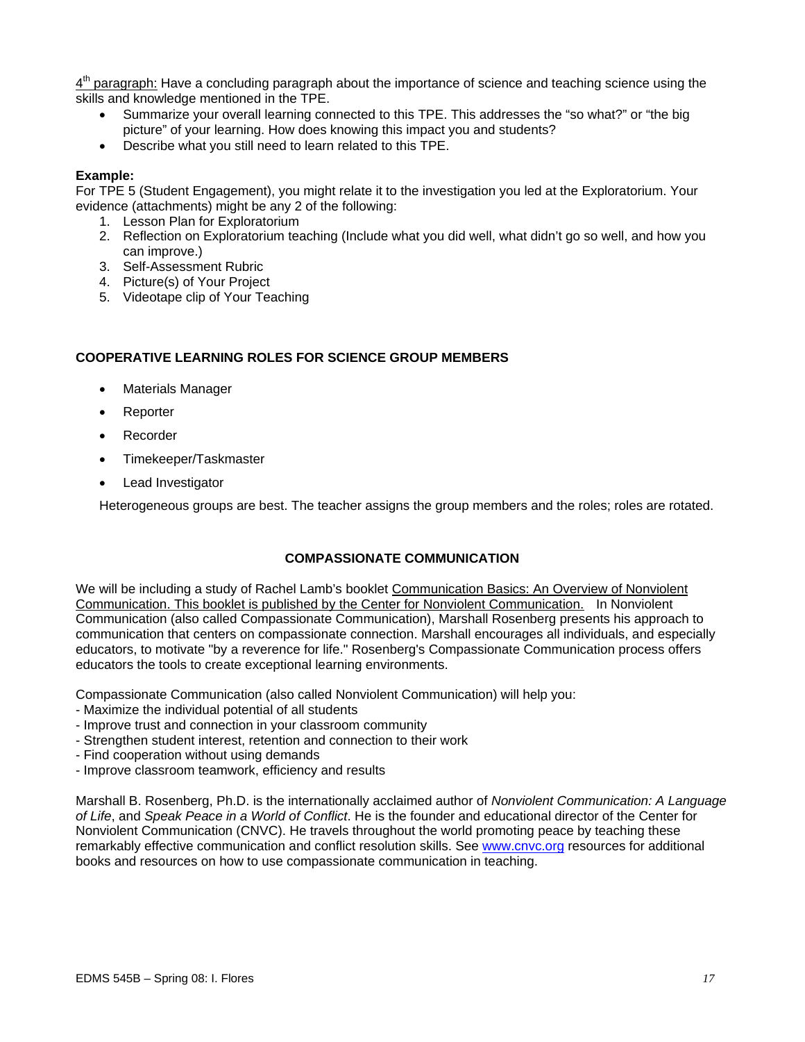4th paragraph: Have a concluding paragraph about the importance of science and teaching science using the skills and knowledge mentioned in the TPE.

- Summarize your overall learning connected to this TPE. This addresses the "so what?" or "the big picture" of your learning. How does knowing this impact you and students?
- Describe what you still need to learn related to this TPE.

**Example:**
For TPE 5 (Student Engagement), you might relate it to the investigation you led at the Exploratorium. Your evidence (attachments) might be any 2 of the following:

1. Lesson Plan for Exploratorium
2. Reflection on Exploratorium teaching (Include what you did well, what didn't go so well, and how you can improve.)
3. Self-Assessment Rubric
4. Picture(s) of Your Project
5. Videotape clip of Your Teaching

**COOPERATIVE LEARNING ROLES FOR SCIENCE GROUP MEMBERS**

- Materials Manager
- Reporter
- Recorder
- Timekeeper/Taskmaster
- Lead Investigator

Heterogeneous groups are best. The teacher assigns the group members and the roles; roles are rotated.

## COMPASSIONATE COMMUNICATION

We will be including a study of Rachel Lamb's booklet Communication Basics: An Overview of Nonviolent Communication. This booklet is published by the Center for Nonviolent Communication. In Nonviolent Communication (also called Compassionate Communication), Marshall Rosenberg presents his approach to communication that centers on compassionate connection. Marshall encourages all individuals, and especially educators, to motivate "by a reverence for life." Rosenberg's Compassionate Communication process offers educators the tools to create exceptional learning environments.

Compassionate Communication (also called Nonviolent Communication) will help you:
- Maximize the individual potential of all students
- Improve trust and connection in your classroom community
- Strengthen student interest, retention and connection to their work
- Find cooperation without using demands
- Improve classroom teamwork, efficiency and results

Marshall B. Rosenberg, Ph.D. is the internationally acclaimed author of *Nonviolent Communication: A Language of Life*, and *Speak Peace in a World of Conflict*. He is the founder and educational director of the Center for Nonviolent Communication (CNVC). He travels throughout the world promoting peace by teaching these remarkably effective communication and conflict resolution skills. See www.cnvc.org resources for additional books and resources on how to use compassionate communication in teaching.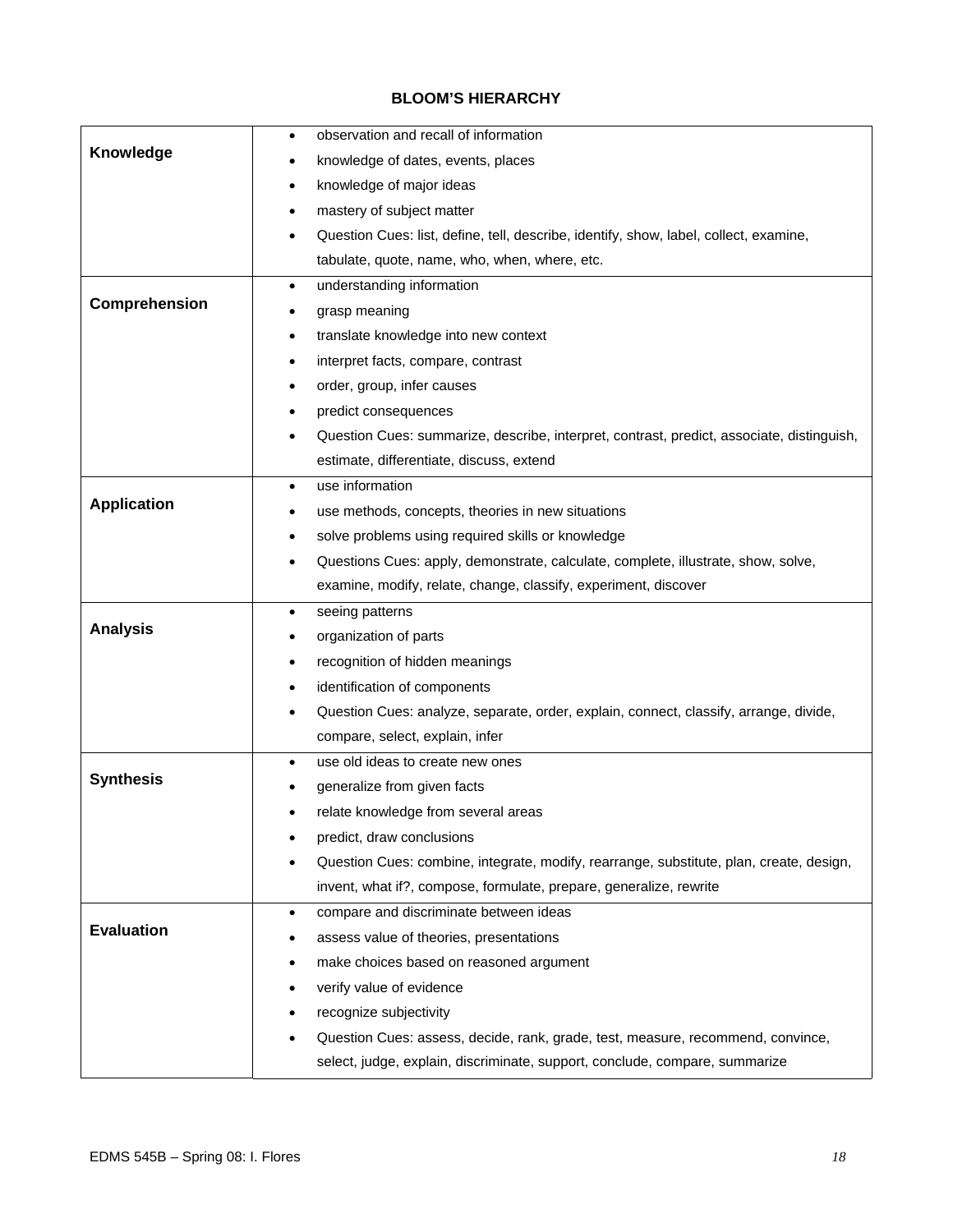# BLOOM'S HIERARCHY

| | |
|---|---|
| **Knowledge** | • observation and recall of information<br>• knowledge of dates, events, places<br>• knowledge of major ideas<br>• mastery of subject matter<br>• Question Cues: list, define, tell, describe, identify, show, label, collect, examine, tabulate, quote, name, who, when, where, etc. |
| **Comprehension** | • understanding information<br>• grasp meaning<br>• translate knowledge into new context<br>• interpret facts, compare, contrast<br>• order, group, infer causes<br>• predict consequences<br>• Question Cues: summarize, describe, interpret, contrast, predict, associate, distinguish, estimate, differentiate, discuss, extend |
| **Application** | • use information<br>• use methods, concepts, theories in new situations<br>• solve problems using required skills or knowledge<br>• Questions Cues: apply, demonstrate, calculate, complete, illustrate, show, solve, examine, modify, relate, change, classify, experiment, discover |
| **Analysis** | • seeing patterns<br>• organization of parts<br>• recognition of hidden meanings<br>• identification of components<br>• Question Cues: analyze, separate, order, explain, connect, classify, arrange, divide, compare, select, explain, infer |
| **Synthesis** | • use old ideas to create new ones<br>• generalize from given facts<br>• relate knowledge from several areas<br>• predict, draw conclusions<br>• Question Cues: combine, integrate, modify, rearrange, substitute, plan, create, design, invent, what if?, compose, formulate, prepare, generalize, rewrite |
| **Evaluation** | • compare and discriminate between ideas<br>• assess value of theories, presentations<br>• make choices based on reasoned argument<br>• verify value of evidence<br>• recognize subjectivity<br>• Question Cues: assess, decide, rank, grade, test, measure, recommend, convince, select, judge, explain, discriminate, support, conclude, compare, summarize |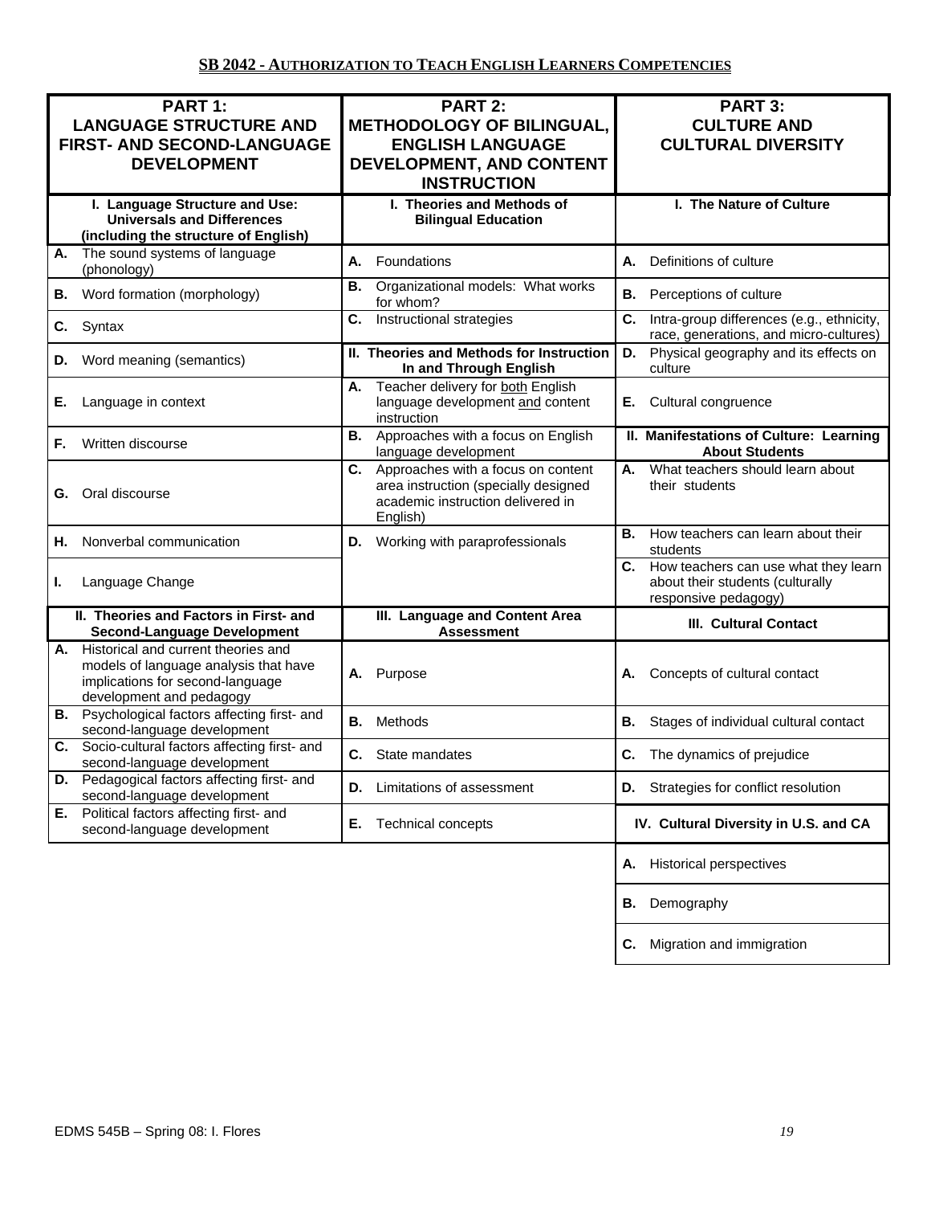## SB 2042 - AUTHORIZATION TO TEACH ENGLISH LEARNERS COMPETENCIES

| PART 1: LANGUAGE STRUCTURE AND FIRST- AND SECOND-LANGUAGE DEVELOPMENT | PART 2: METHODOLOGY OF BILINGUAL, ENGLISH LANGUAGE DEVELOPMENT, AND CONTENT INSTRUCTION | PART 3: CULTURE AND CULTURAL DIVERSITY |
|---|---|---|
| **I. Language Structure and Use: Universals and Differences (including the structure of English)** | **I. Theories and Methods of Bilingual Education** | **I. The Nature of Culture** |
| **A.** The sound systems of language (phonology) | **A.** Foundations | **A.** Definitions of culture |
| **B.** Word formation (morphology) | **B.** Organizational models: What works for whom? | **B.** Perceptions of culture |
| **C.** Syntax | **C.** Instructional strategies | **C.** Intra-group differences (e.g., ethnicity, race, generations, and micro-cultures) |
| **D.** Word meaning (semantics) | **II. Theories and Methods for Instruction In and Through English** | **D.** Physical geography and its effects on culture |
| **E.** Language in context | **A.** Teacher delivery for both English language development and content instruction | **E.** Cultural congruence |
| **F.** Written discourse | **B.** Approaches with a focus on English language development | **II. Manifestations of Culture: Learning About Students** |
| **G.** Oral discourse | **C.** Approaches with a focus on content area instruction (specially designed academic instruction delivered in English) | **A.** What teachers should learn about their students |
| **H.** Nonverbal communication | **D.** Working with paraprofessionals | **B.** How teachers can learn about their students |
| **I.** Language Change | | **C.** How teachers can use what they learn about their students (culturally responsive pedagogy) |
| **II. Theories and Factors in First- and Second-Language Development** | **III. Language and Content Area Assessment** | **III. Cultural Contact** |
| **A.** Historical and current theories and models of language analysis that have implications for second-language development and pedagogy | **A.** Purpose | **A.** Concepts of cultural contact |
| **B.** Psychological factors affecting first- and second-language development | **B.** Methods | **B.** Stages of individual cultural contact |
| **C.** Socio-cultural factors affecting first- and second-language development | **C.** State mandates | **C.** The dynamics of prejudice |
| **D.** Pedagogical factors affecting first- and second-language development | **D.** Limitations of assessment | **D.** Strategies for conflict resolution |
| **E.** Political factors affecting first- and second-language development | **E.** Technical concepts | **IV. Cultural Diversity in U.S. and CA** |
| | | **A.** Historical perspectives |
| | | **B.** Demography |
| | | **C.** Migration and immigration |

EDMS 545B – Spring 08: I. Flores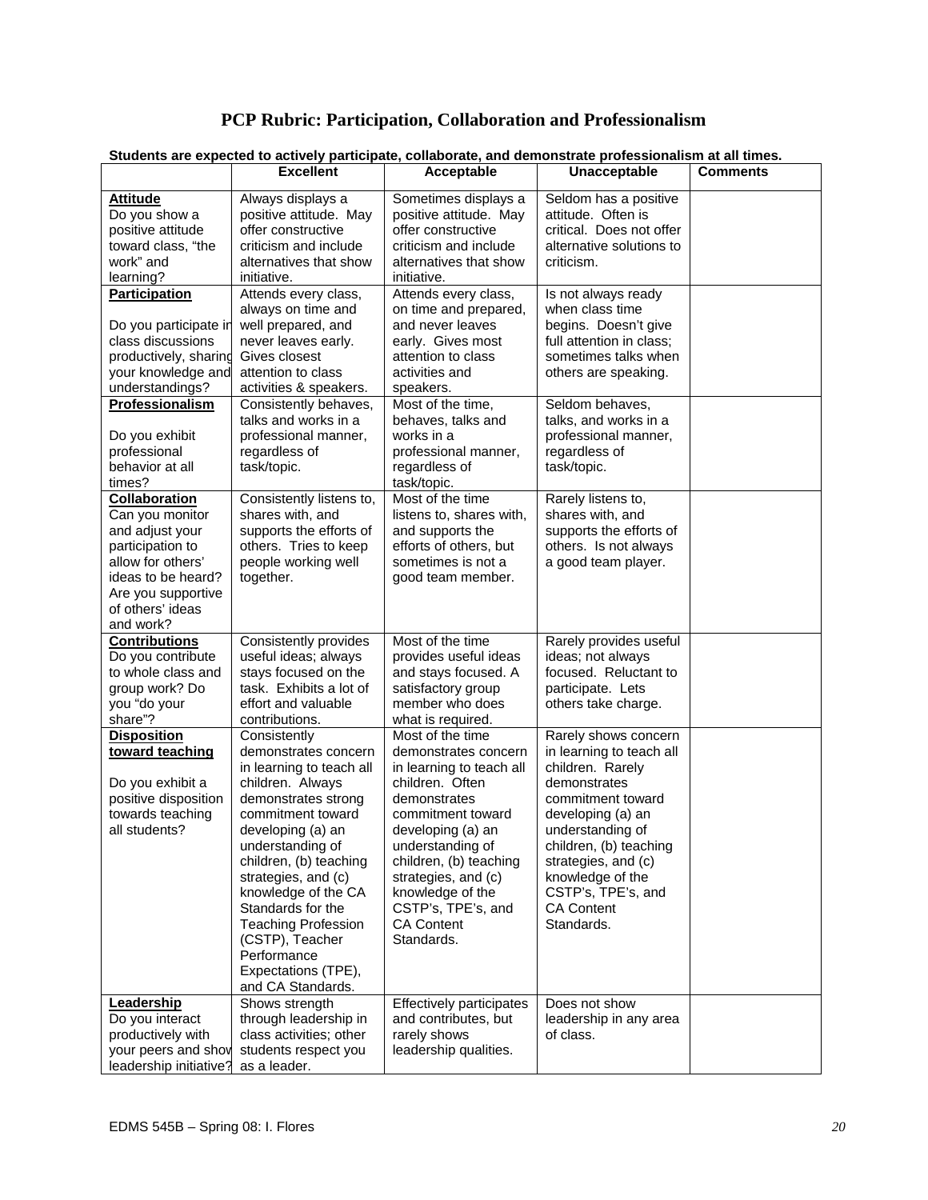# PCP Rubric: Participation, Collaboration and Professionalism

**Students are expected to actively participate, collaborate, and demonstrate professionalism at all times.**

| | Excellent | Acceptable | Unacceptable | Comments |
|---|---|---|---|---|
| **Attitude** Do you show a positive attitude toward class, "the work" and learning? | Always displays a positive attitude. May offer constructive criticism and include alternatives that show initiative. | Sometimes displays a positive attitude. May offer constructive criticism and include alternatives that show initiative. | Seldom has a positive attitude. Often is critical. Does not offer alternative solutions to criticism. | |
| **Participation** Do you participate in class discussions productively, sharing your knowledge and understandings? | Attends every class, always on time and well prepared, and never leaves early. Gives closest attention to class activities & speakers. | Attends every class, on time and prepared, and never leaves early. Gives most attention to class activities and speakers. | Is not always ready when class time begins. Doesn't give full attention in class; sometimes talks when others are speaking. | |
| **Professionalism** Do you exhibit professional behavior at all times? | Consistently behaves, talks and works in a professional manner, regardless of task/topic. | Most of the time, behaves, talks and works in a professional manner, regardless of task/topic. | Seldom behaves, talks, and works in a professional manner, regardless of task/topic. | |
| **Collaboration** Can you monitor and adjust your participation to allow for others' ideas to be heard? Are you supportive of others' ideas and work? | Consistently listens to, shares with, and supports the efforts of others. Tries to keep people working well together. | Most of the time listens to, shares with, and supports the efforts of others, but sometimes is not a good team member. | Rarely listens to, shares with, and supports the efforts of others. Is not always a good team player. | |
| **Contributions** Do you contribute to whole class and group work? Do you "do your share"? | Consistently provides useful ideas; always stays focused on the task. Exhibits a lot of effort and valuable contributions. | Most of the time provides useful ideas and stays focused. A satisfactory group member who does what is required. | Rarely provides useful ideas; not always focused. Reluctant to participate. Lets others take charge. | |
| **Disposition toward teaching** Do you exhibit a positive disposition towards teaching all students? | Consistently demonstrates concern in learning to teach all children. Always demonstrates strong commitment toward developing (a) an understanding of children, (b) teaching strategies, and (c) knowledge of the CA Standards for the Teaching Profession (CSTP), Teacher Performance Expectations (TPE), and CA Standards. | Most of the time demonstrates concern in learning to teach all children. Often demonstrates commitment toward developing (a) an understanding of children, (b) teaching strategies, and (c) knowledge of the CSTP's, TPE's, and CA Content Standards. | Rarely shows concern in learning to teach all children. Rarely demonstrates commitment toward developing (a) an understanding of children, (b) teaching strategies, and (c) knowledge of the CSTP's, TPE's, and CA Content Standards. | |
| **Leadership** Do you interact productively with your peers and show leadership initiative? | Shows strength through leadership in class activities; other students respect you as a leader. | Effectively participates and contributes, but rarely shows leadership qualities. | Does not show leadership in any area of class. | |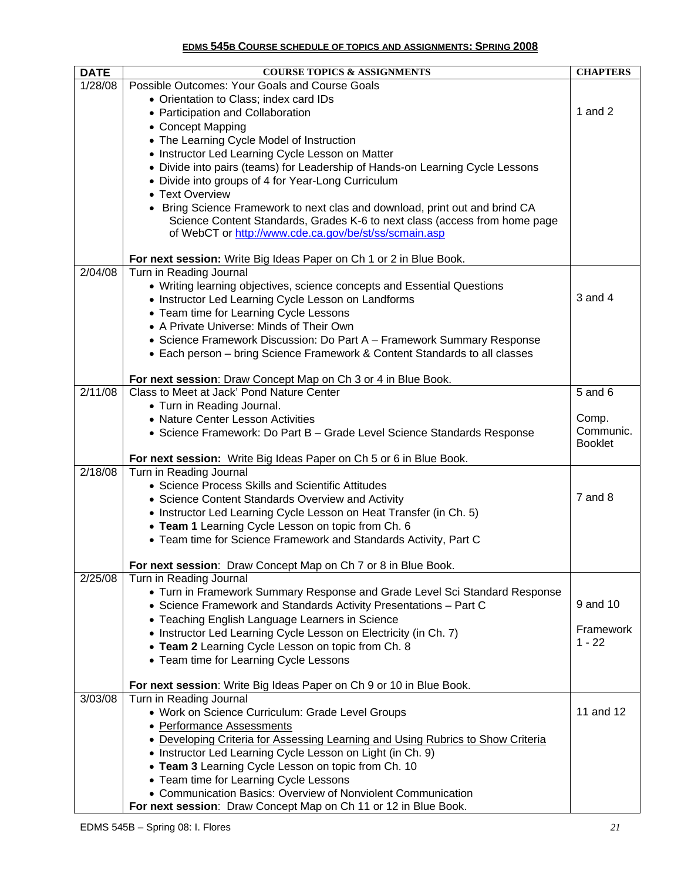## EDMS 545B COURSE SCHEDULE OF TOPICS AND ASSIGNMENTS: SPRING 2008

| DATE | COURSE TOPICS & ASSIGNMENTS | CHAPTERS |
|---|---|---|
| 1/28/08 | Possible Outcomes: Your Goals and Course Goals<br>• Orientation to Class; index card IDs<br>• Participation and Collaboration<br>• Concept Mapping<br>• The Learning Cycle Model of Instruction<br>• Instructor Led Learning Cycle Lesson on Matter<br>• Divide into pairs (teams) for Leadership of Hands-on Learning Cycle Lessons<br>• Divide into groups of 4 for Year-Long Curriculum<br>• Text Overview<br>• Bring Science Framework to next clas and download, print out and brind CA Science Content Standards, Grades K-6 to next class (access from home page of WebCT or http://www.cde.ca.gov/be/st/ss/scmain.asp<br><br>**For next session:** Write Big Ideas Paper on Ch 1 or 2 in Blue Book. | 1 and 2 |
| 2/04/08 | Turn in Reading Journal<br>• Writing learning objectives, science concepts and Essential Questions<br>• Instructor Led Learning Cycle Lesson on Landforms<br>• Team time for Learning Cycle Lessons<br>• A Private Universe: Minds of Their Own<br>• Science Framework Discussion: Do Part A – Framework Summary Response<br>• Each person – bring Science Framework & Content Standards to all classes<br><br>**For next session**: Draw Concept Map on Ch 3 or 4 in Blue Book. | 3 and 4 |
| 2/11/08 | Class to Meet at Jack' Pond Nature Center<br>• Turn in Reading Journal.<br>• Nature Center Lesson Activities<br>• Science Framework: Do Part B – Grade Level Science Standards Response<br><br>**For next session:** Write Big Ideas Paper on Ch 5 or 6 in Blue Book. | 5 and 6<br><br>Comp. Communic. Booklet |
| 2/18/08 | Turn in Reading Journal<br>• Science Process Skills and Scientific Attitudes<br>• Science Content Standards Overview and Activity<br>• Instructor Led Learning Cycle Lesson on Heat Transfer (in Ch. 5)<br>• **Team 1** Learning Cycle Lesson on topic from Ch. 6<br>• Team time for Science Framework and Standards Activity, Part C<br><br>**For next session**: Draw Concept Map on Ch 7 or 8 in Blue Book. | 7 and 8 |
| 2/25/08 | Turn in Reading Journal<br>• Turn in Framework Summary Response and Grade Level Sci Standard Response<br>• Science Framework and Standards Activity Presentations – Part C<br>• Teaching English Language Learners in Science<br>• Instructor Led Learning Cycle Lesson on Electricity (in Ch. 7)<br>• **Team 2** Learning Cycle Lesson on topic from Ch. 8<br>• Team time for Learning Cycle Lessons<br><br>**For next session**: Write Big Ideas Paper on Ch 9 or 10 in Blue Book. | 9 and 10<br><br>Framework 1 - 22 |
| 3/03/08 | Turn in Reading Journal<br>• Work on Science Curriculum: Grade Level Groups<br>• Performance Assessments<br>• Developing Criteria for Assessing Learning and Using Rubrics to Show Criteria<br>• Instructor Led Learning Cycle Lesson on Light (in Ch. 9)<br>• **Team 3** Learning Cycle Lesson on topic from Ch. 10<br>• Team time for Learning Cycle Lessons<br>• Communication Basics: Overview of Nonviolent Communication<br>**For next session**: Draw Concept Map on Ch 11 or 12 in Blue Book. | 11 and 12 |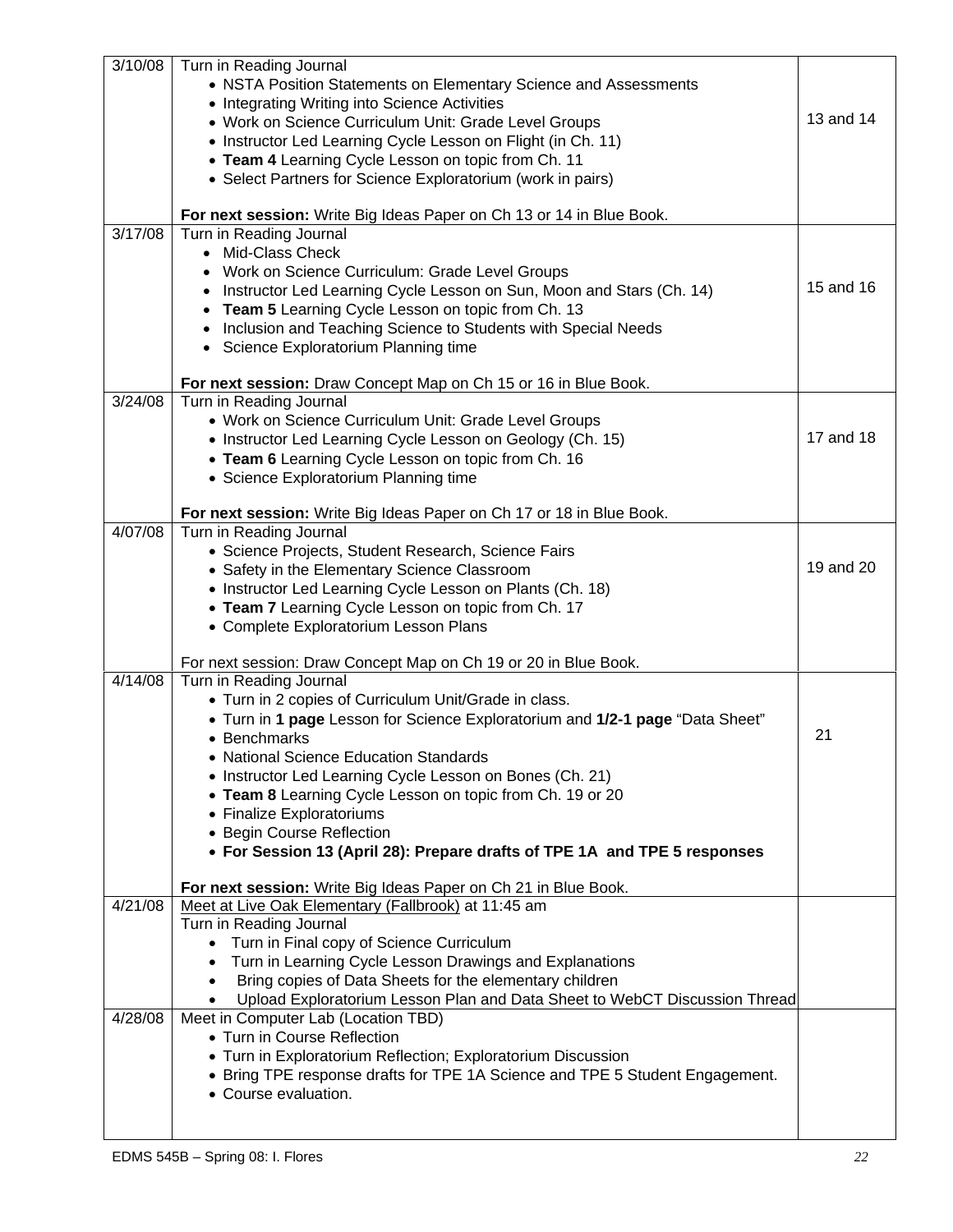| | | |
|---|---|---|
| 3/10/08 | Turn in Reading Journal<br>• NSTA Position Statements on Elementary Science and Assessments<br>• Integrating Writing into Science Activities<br>• Work on Science Curriculum Unit: Grade Level Groups<br>• Instructor Led Learning Cycle Lesson on Flight (in Ch. 11)<br>• **Team 4** Learning Cycle Lesson on topic from Ch. 11<br>• Select Partners for Science Exploratorium (work in pairs)<br><br>**For next session:** Write Big Ideas Paper on Ch 13 or 14 in Blue Book. | 13 and 14 |
| 3/17/08 | Turn in Reading Journal<br>• Mid-Class Check<br>• Work on Science Curriculum: Grade Level Groups<br>• Instructor Led Learning Cycle Lesson on Sun, Moon and Stars (Ch. 14)<br>• **Team 5** Learning Cycle Lesson on topic from Ch. 13<br>• Inclusion and Teaching Science to Students with Special Needs<br>• Science Exploratorium Planning time<br><br>**For next session:** Draw Concept Map on Ch 15 or 16 in Blue Book. | 15 and 16 |
| 3/24/08 | Turn in Reading Journal<br>• Work on Science Curriculum Unit: Grade Level Groups<br>• Instructor Led Learning Cycle Lesson on Geology (Ch. 15)<br>• **Team 6** Learning Cycle Lesson on topic from Ch. 16<br>• Science Exploratorium Planning time<br><br>**For next session:** Write Big Ideas Paper on Ch 17 or 18 in Blue Book. | 17 and 18 |
| 4/07/08 | Turn in Reading Journal<br>• Science Projects, Student Research, Science Fairs<br>• Safety in the Elementary Science Classroom<br>• Instructor Led Learning Cycle Lesson on Plants (Ch. 18)<br>• **Team 7** Learning Cycle Lesson on topic from Ch. 17<br>• Complete Exploratorium Lesson Plans<br><br>For next session: Draw Concept Map on Ch 19 or 20 in Blue Book. | 19 and 20 |
| 4/14/08 | Turn in Reading Journal<br>• Turn in 2 copies of Curriculum Unit/Grade in class.<br>• Turn in **1 page** Lesson for Science Exploratorium and **1/2-1 page** "Data Sheet"<br>• Benchmarks<br>• National Science Education Standards<br>• Instructor Led Learning Cycle Lesson on Bones (Ch. 21)<br>• **Team 8** Learning Cycle Lesson on topic from Ch. 19 or 20<br>• Finalize Exploratoriums<br>• Begin Course Reflection<br>• **For Session 13 (April 28): Prepare drafts of TPE 1A and TPE 5 responses**<br><br>**For next session:** Write Big Ideas Paper on Ch 21 in Blue Book. | 21 |
| 4/21/08 | Meet at Live Oak Elementary (Fallbrook) at 11:45 am<br>Turn in Reading Journal<br>• Turn in Final copy of Science Curriculum<br>• Turn in Learning Cycle Lesson Drawings and Explanations<br>• Bring copies of Data Sheets for the elementary children<br>• Upload Exploratorium Lesson Plan and Data Sheet to WebCT Discussion Thread | |
| 4/28/08 | Meet in Computer Lab (Location TBD)<br>• Turn in Course Reflection<br>• Turn in Exploratorium Reflection; Exploratorium Discussion<br>• Bring TPE response drafts for TPE 1A Science and TPE 5 Student Engagement.<br>• Course evaluation. | |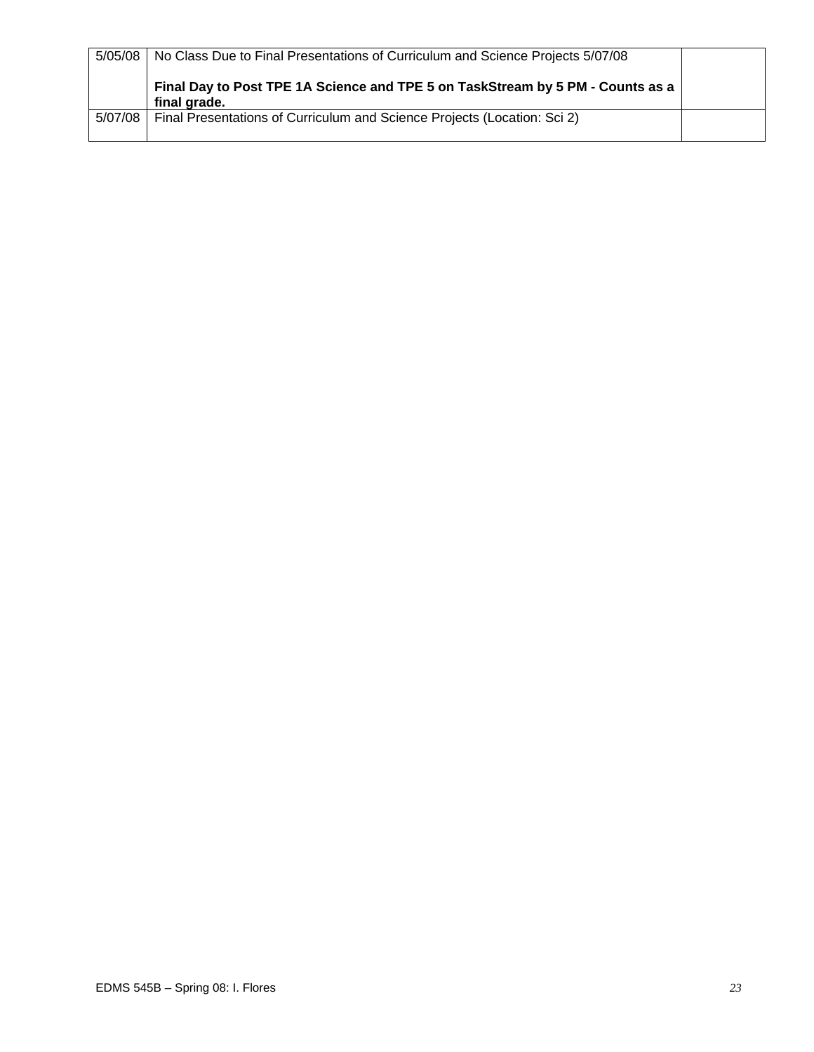| | | |
|---|---|---|
| 5/05/08 | No Class Due to Final Presentations of Curriculum and Science Projects 5/07/08<br><br>**Final Day to Post TPE 1A Science and TPE 5 on TaskStream by 5 PM - Counts as a final grade.** | |
| 5/07/08 | Final Presentations of Curriculum and Science Projects (Location: Sci 2) | |